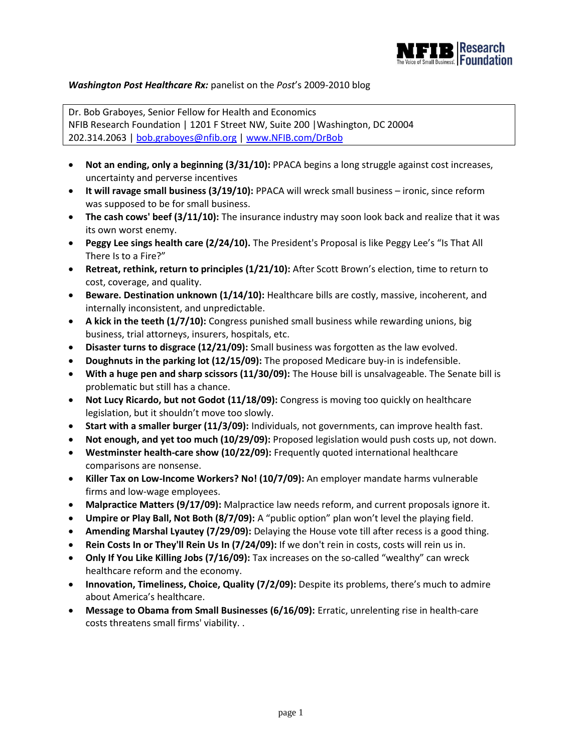NFIB Research Foundation

***Washington Post Healthcare Rx:*** panelist on the *Post*'s 2009-2010 blog

Dr. Bob Graboyes, Senior Fellow for Health and Economics
NFIB Research Foundation | 1201 F Street NW, Suite 200 |Washington, DC 20004
202.314.2063 | bob.graboyes@nfib.org | www.NFIB.com/DrBob

- **Not an ending, only a beginning (3/31/10):** PPACA begins a long struggle against cost increases, uncertainty and perverse incentives
- **It will ravage small business (3/19/10):** PPACA will wreck small business – ironic, since reform was supposed to be for small business.
- **The cash cows' beef (3/11/10):** The insurance industry may soon look back and realize that it was its own worst enemy.
- **Peggy Lee sings health care (2/24/10).** The President's Proposal is like Peggy Lee's "Is That All There Is to a Fire?"
- **Retreat, rethink, return to principles (1/21/10):** After Scott Brown's election, time to return to cost, coverage, and quality.
- **Beware. Destination unknown (1/14/10):** Healthcare bills are costly, massive, incoherent, and internally inconsistent, and unpredictable.
- **A kick in the teeth (1/7/10):** Congress punished small business while rewarding unions, big business, trial attorneys, insurers, hospitals, etc.
- **Disaster turns to disgrace (12/21/09):** Small business was forgotten as the law evolved.
- **Doughnuts in the parking lot (12/15/09):** The proposed Medicare buy-in is indefensible.
- **With a huge pen and sharp scissors (11/30/09):** The House bill is unsalvageable. The Senate bill is problematic but still has a chance.
- **Not Lucy Ricardo, but not Godot (11/18/09):** Congress is moving too quickly on healthcare legislation, but it shouldn't move too slowly.
- **Start with a smaller burger (11/3/09):** Individuals, not governments, can improve health fast.
- **Not enough, and yet too much (10/29/09):** Proposed legislation would push costs up, not down.
- **Westminster health-care show (10/22/09):** Frequently quoted international healthcare comparisons are nonsense.
- **Killer Tax on Low-Income Workers? No! (10/7/09):** An employer mandate harms vulnerable firms and low-wage employees.
- **Malpractice Matters (9/17/09):** Malpractice law needs reform, and current proposals ignore it.
- **Umpire or Play Ball, Not Both (8/7/09):** A "public option" plan won't level the playing field.
- **Amending Marshal Lyautey (7/29/09):** Delaying the House vote till after recess is a good thing.
- **Rein Costs In or They'll Rein Us In (7/24/09):** If we don't rein in costs, costs will rein us in.
- **Only If You Like Killing Jobs (7/16/09):** Tax increases on the so-called "wealthy" can wreck healthcare reform and the economy.
- **Innovation, Timeliness, Choice, Quality (7/2/09):** Despite its problems, there's much to admire about America's healthcare.
- **Message to Obama from Small Businesses (6/16/09):** Erratic, unrelenting rise in health-care costs threatens small firms' viability. .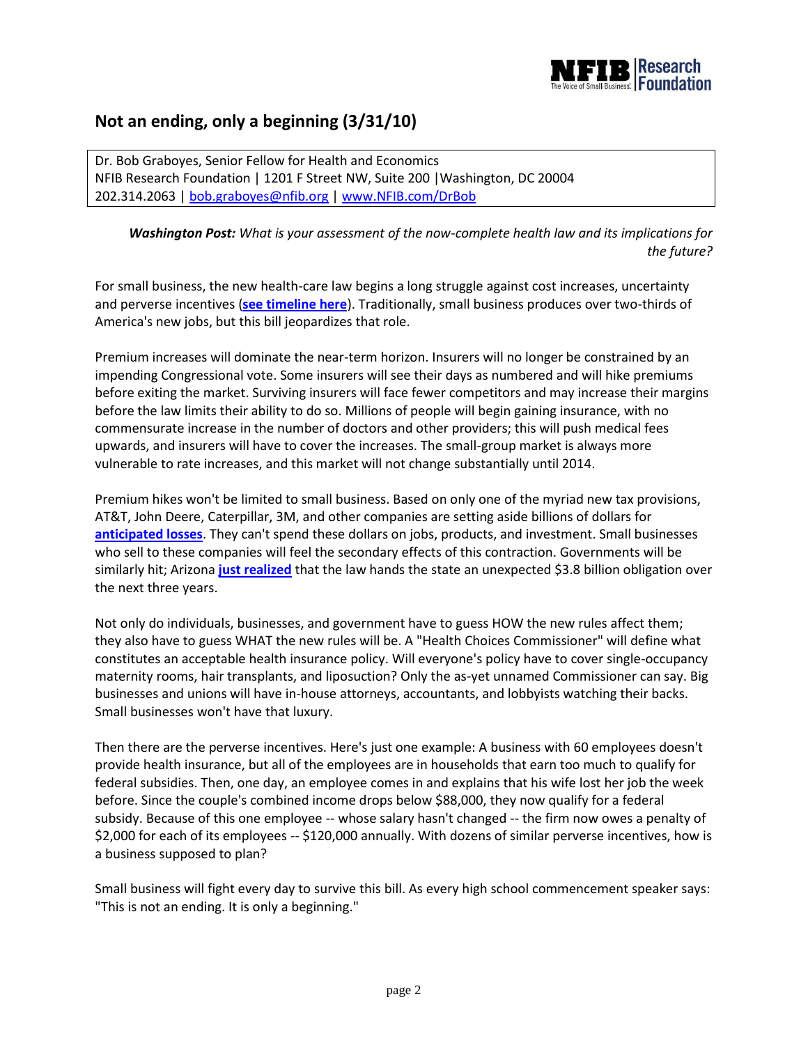## Not an ending, only a beginning (3/31/10)

Dr. Bob Graboyes, Senior Fellow for Health and Economics
NFIB Research Foundation | 1201 F Street NW, Suite 200 |Washington, DC 20004
202.314.2063 | bob.graboyes@nfib.org | www.NFIB.com/DrBob

***Washington Post:*** *What is your assessment of the now-complete health law and its implications for the future?*

For small business, the new health-care law begins a long struggle against cost increases, uncertainty and perverse incentives (**see timeline here**). Traditionally, small business produces over two-thirds of America's new jobs, but this bill jeopardizes that role.

Premium increases will dominate the near-term horizon. Insurers will no longer be constrained by an impending Congressional vote. Some insurers will see their days as numbered and will hike premiums before exiting the market. Surviving insurers will face fewer competitors and may increase their margins before the law limits their ability to do so. Millions of people will begin gaining insurance, with no commensurate increase in the number of doctors and other providers; this will push medical fees upwards, and insurers will have to cover the increases. The small-group market is always more vulnerable to rate increases, and this market will not change substantially until 2014.

Premium hikes won't be limited to small business. Based on only one of the myriad new tax provisions, AT&T, John Deere, Caterpillar, 3M, and other companies are setting aside billions of dollars for **anticipated losses**. They can't spend these dollars on jobs, products, and investment. Small businesses who sell to these companies will feel the secondary effects of this contraction. Governments will be similarly hit; Arizona **just realized** that the law hands the state an unexpected $3.8 billion obligation over the next three years.

Not only do individuals, businesses, and government have to guess HOW the new rules affect them; they also have to guess WHAT the new rules will be. A "Health Choices Commissioner" will define what constitutes an acceptable health insurance policy. Will everyone's policy have to cover single-occupancy maternity rooms, hair transplants, and liposuction? Only the as-yet unnamed Commissioner can say. Big businesses and unions will have in-house attorneys, accountants, and lobbyists watching their backs. Small businesses won't have that luxury.

Then there are the perverse incentives. Here's just one example: A business with 60 employees doesn't provide health insurance, but all of the employees are in households that earn too much to qualify for federal subsidies. Then, one day, an employee comes in and explains that his wife lost her job the week before. Since the couple's combined income drops below $88,000, they now qualify for a federal subsidy. Because of this one employee -- whose salary hasn't changed -- the firm now owes a penalty of $2,000 for each of its employees -- $120,000 annually. With dozens of similar perverse incentives, how is a business supposed to plan?

Small business will fight every day to survive this bill. As every high school commencement speaker says: "This is not an ending. It is only a beginning."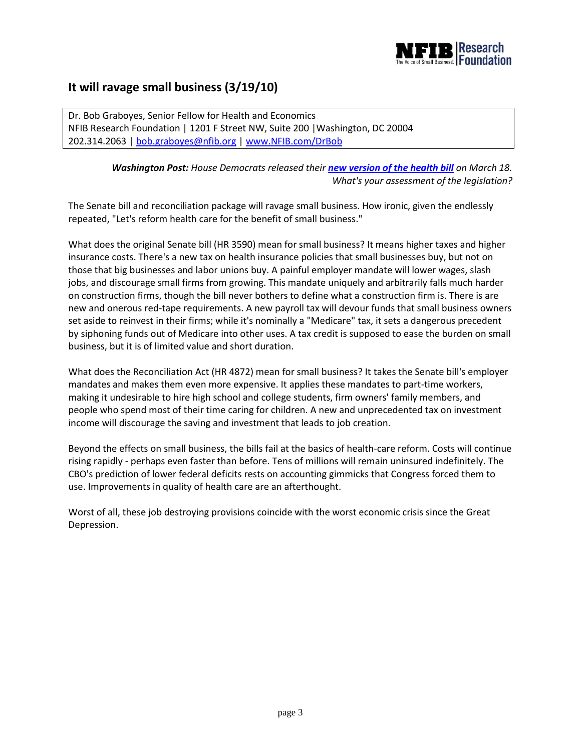## It will ravage small business (3/19/10)

Dr. Bob Graboyes, Senior Fellow for Health and Economics
NFIB Research Foundation | 1201 F Street NW, Suite 200 | Washington, DC 20004
202.314.2063 | bob.graboyes@nfib.org | www.NFIB.com/DrBob

***Washington Post:*** *House Democrats released their* ***new version of the health bill*** *on March 18. What's your assessment of the legislation?*

The Senate bill and reconciliation package will ravage small business. How ironic, given the endlessly repeated, "Let's reform health care for the benefit of small business."

What does the original Senate bill (HR 3590) mean for small business? It means higher taxes and higher insurance costs. There's a new tax on health insurance policies that small businesses buy, but not on those that big businesses and labor unions buy. A painful employer mandate will lower wages, slash jobs, and discourage small firms from growing. This mandate uniquely and arbitrarily falls much harder on construction firms, though the bill never bothers to define what a construction firm is. There is are new and onerous red-tape requirements. A new payroll tax will devour funds that small business owners set aside to reinvest in their firms; while it's nominally a "Medicare" tax, it sets a dangerous precedent by siphoning funds out of Medicare into other uses. A tax credit is supposed to ease the burden on small business, but it is of limited value and short duration.

What does the Reconciliation Act (HR 4872) mean for small business? It takes the Senate bill's employer mandates and makes them even more expensive. It applies these mandates to part-time workers, making it undesirable to hire high school and college students, firm owners' family members, and people who spend most of their time caring for children. A new and unprecedented tax on investment income will discourage the saving and investment that leads to job creation.

Beyond the effects on small business, the bills fail at the basics of health-care reform. Costs will continue rising rapidly - perhaps even faster than before. Tens of millions will remain uninsured indefinitely. The CBO's prediction of lower federal deficits rests on accounting gimmicks that Congress forced them to use. Improvements in quality of health care are an afterthought.

Worst of all, these job destroying provisions coincide with the worst economic crisis since the Great Depression.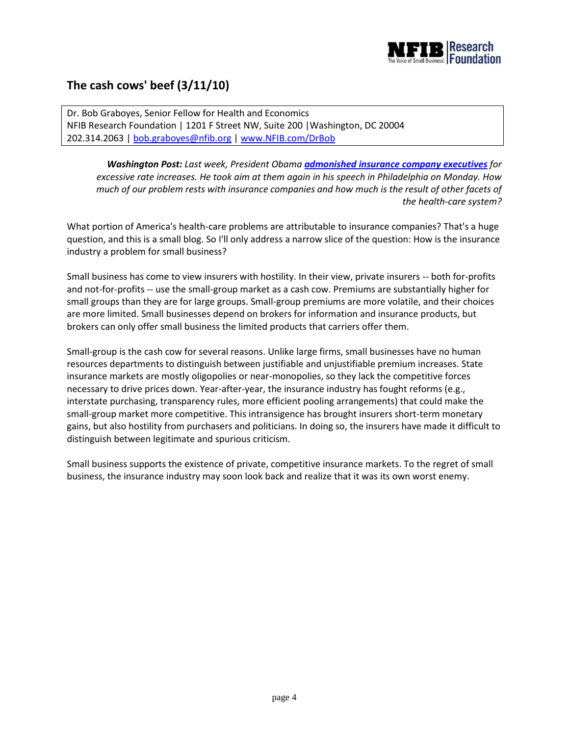## The cash cows' beef (3/11/10)

Dr. Bob Graboyes, Senior Fellow for Health and Economics
NFIB Research Foundation | 1201 F Street NW, Suite 200 |Washington, DC 20004
202.314.2063 | bob.graboyes@nfib.org | www.NFIB.com/DrBob

> ***Washington Post:*** *Last week, President Obama* ***admonished insurance company executives*** *for excessive rate increases. He took aim at them again in his speech in Philadelphia on Monday. How much of our problem rests with insurance companies and how much is the result of other facets of the health-care system?*

What portion of America's health-care problems are attributable to insurance companies? That's a huge question, and this is a small blog. So I'll only address a narrow slice of the question: How is the insurance industry a problem for small business?

Small business has come to view insurers with hostility. In their view, private insurers -- both for-profits and not-for-profits -- use the small-group market as a cash cow. Premiums are substantially higher for small groups than they are for large groups. Small-group premiums are more volatile, and their choices are more limited. Small businesses depend on brokers for information and insurance products, but brokers can only offer small business the limited products that carriers offer them.

Small-group is the cash cow for several reasons. Unlike large firms, small businesses have no human resources departments to distinguish between justifiable and unjustifiable premium increases. State insurance markets are mostly oligopolies or near-monopolies, so they lack the competitive forces necessary to drive prices down. Year-after-year, the insurance industry has fought reforms (e.g., interstate purchasing, transparency rules, more efficient pooling arrangements) that could make the small-group market more competitive. This intransigence has brought insurers short-term monetary gains, but also hostility from purchasers and politicians. In doing so, the insurers have made it difficult to distinguish between legitimate and spurious criticism.

Small business supports the existence of private, competitive insurance markets. To the regret of small business, the insurance industry may soon look back and realize that it was its own worst enemy.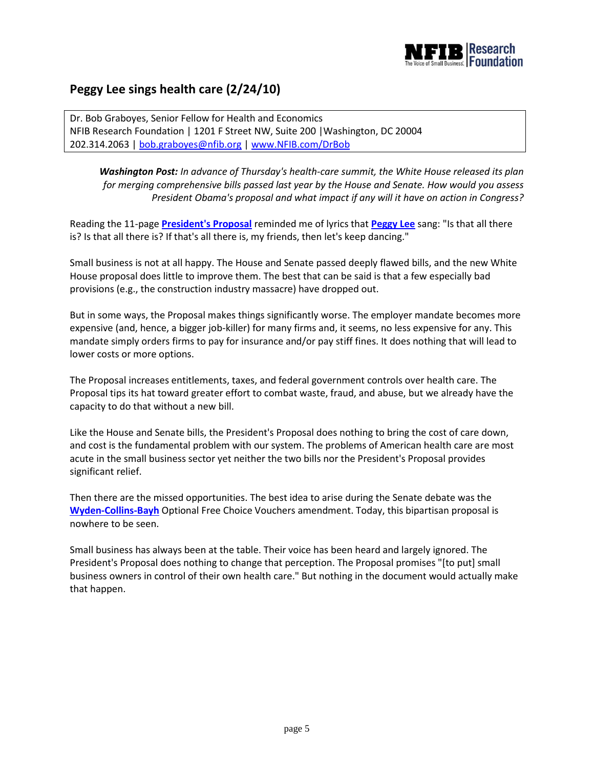## Peggy Lee sings health care (2/24/10)

Dr. Bob Graboyes, Senior Fellow for Health and Economics
NFIB Research Foundation | 1201 F Street NW, Suite 200 |Washington, DC 20004
202.314.2063 | bob.graboyes@nfib.org | www.NFIB.com/DrBob

> ***Washington Post:*** *In advance of Thursday's health-care summit, the White House released its plan for merging comprehensive bills passed last year by the House and Senate. How would you assess President Obama's proposal and what impact if any will it have on action in Congress?*

Reading the 11-page **President's Proposal** reminded me of lyrics that **Peggy Lee** sang: "Is that all there is? Is that all there is? If that's all there is, my friends, then let's keep dancing."

Small business is not at all happy. The House and Senate passed deeply flawed bills, and the new White House proposal does little to improve them. The best that can be said is that a few especially bad provisions (e.g., the construction industry massacre) have dropped out.

But in some ways, the Proposal makes things significantly worse. The employer mandate becomes more expensive (and, hence, a bigger job-killer) for many firms and, it seems, no less expensive for any. This mandate simply orders firms to pay for insurance and/or pay stiff fines. It does nothing that will lead to lower costs or more options.

The Proposal increases entitlements, taxes, and federal government controls over health care. The Proposal tips its hat toward greater effort to combat waste, fraud, and abuse, but we already have the capacity to do that without a new bill.

Like the House and Senate bills, the President's Proposal does nothing to bring the cost of care down, and cost is the fundamental problem with our system. The problems of American health care are most acute in the small business sector yet neither the two bills nor the President's Proposal provides significant relief.

Then there are the missed opportunities. The best idea to arise during the Senate debate was the **Wyden-Collins-Bayh** Optional Free Choice Vouchers amendment. Today, this bipartisan proposal is nowhere to be seen.

Small business has always been at the table. Their voice has been heard and largely ignored. The President's Proposal does nothing to change that perception. The Proposal promises "[to put] small business owners in control of their own health care." But nothing in the document would actually make that happen.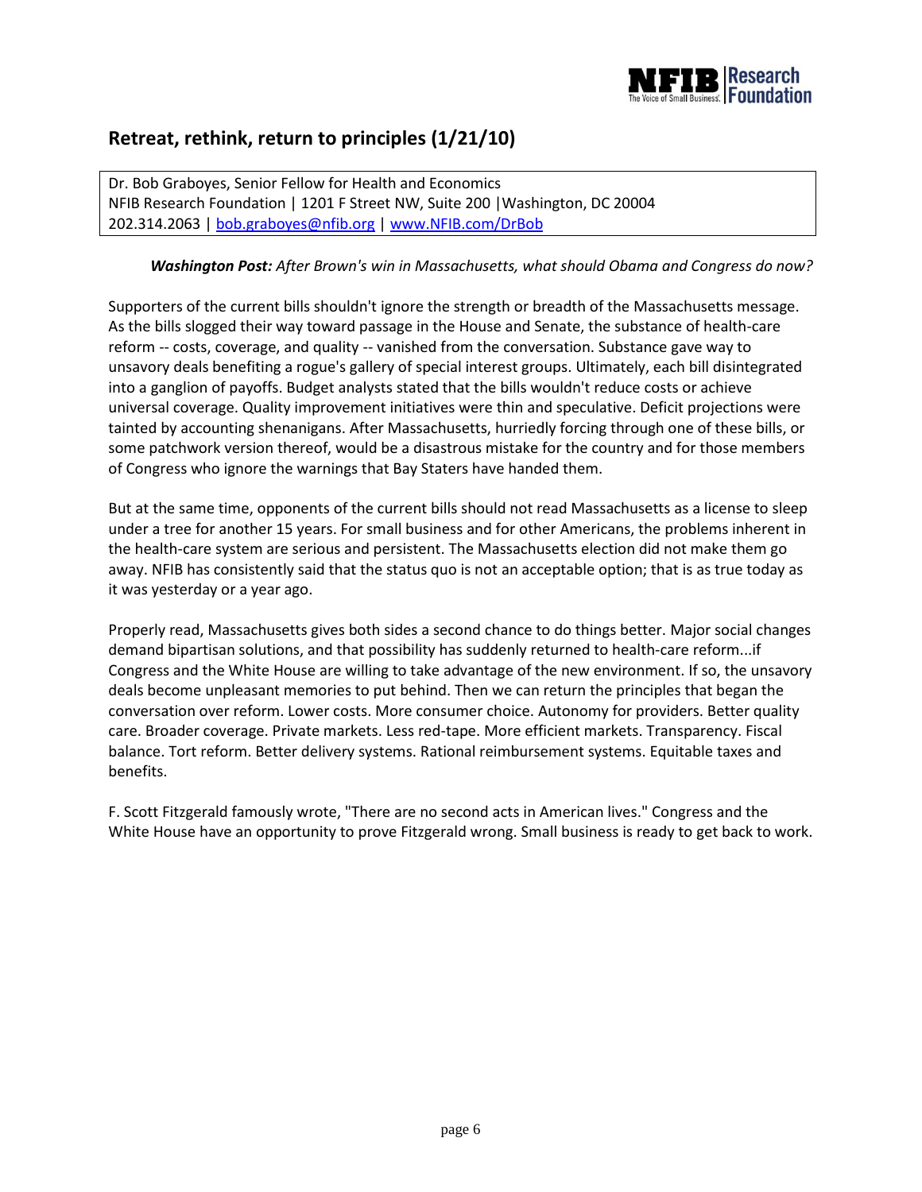## Retreat, rethink, return to principles (1/21/10)

Dr. Bob Graboyes, Senior Fellow for Health and Economics
NFIB Research Foundation | 1201 F Street NW, Suite 200 |Washington, DC 20004
202.314.2063 | bob.graboyes@nfib.org | www.NFIB.com/DrBob

***Washington Post:*** *After Brown's win in Massachusetts, what should Obama and Congress do now?*

Supporters of the current bills shouldn't ignore the strength or breadth of the Massachusetts message. As the bills slogged their way toward passage in the House and Senate, the substance of health-care reform -- costs, coverage, and quality -- vanished from the conversation. Substance gave way to unsavory deals benefiting a rogue's gallery of special interest groups. Ultimately, each bill disintegrated into a ganglion of payoffs. Budget analysts stated that the bills wouldn't reduce costs or achieve universal coverage. Quality improvement initiatives were thin and speculative. Deficit projections were tainted by accounting shenanigans. After Massachusetts, hurriedly forcing through one of these bills, or some patchwork version thereof, would be a disastrous mistake for the country and for those members of Congress who ignore the warnings that Bay Staters have handed them.

But at the same time, opponents of the current bills should not read Massachusetts as a license to sleep under a tree for another 15 years. For small business and for other Americans, the problems inherent in the health-care system are serious and persistent. The Massachusetts election did not make them go away. NFIB has consistently said that the status quo is not an acceptable option; that is as true today as it was yesterday or a year ago.

Properly read, Massachusetts gives both sides a second chance to do things better. Major social changes demand bipartisan solutions, and that possibility has suddenly returned to health-care reform...if Congress and the White House are willing to take advantage of the new environment. If so, the unsavory deals become unpleasant memories to put behind. Then we can return the principles that began the conversation over reform. Lower costs. More consumer choice. Autonomy for providers. Better quality care. Broader coverage. Private markets. Less red-tape. More efficient markets. Transparency. Fiscal balance. Tort reform. Better delivery systems. Rational reimbursement systems. Equitable taxes and benefits.

F. Scott Fitzgerald famously wrote, "There are no second acts in American lives." Congress and the White House have an opportunity to prove Fitzgerald wrong. Small business is ready to get back to work.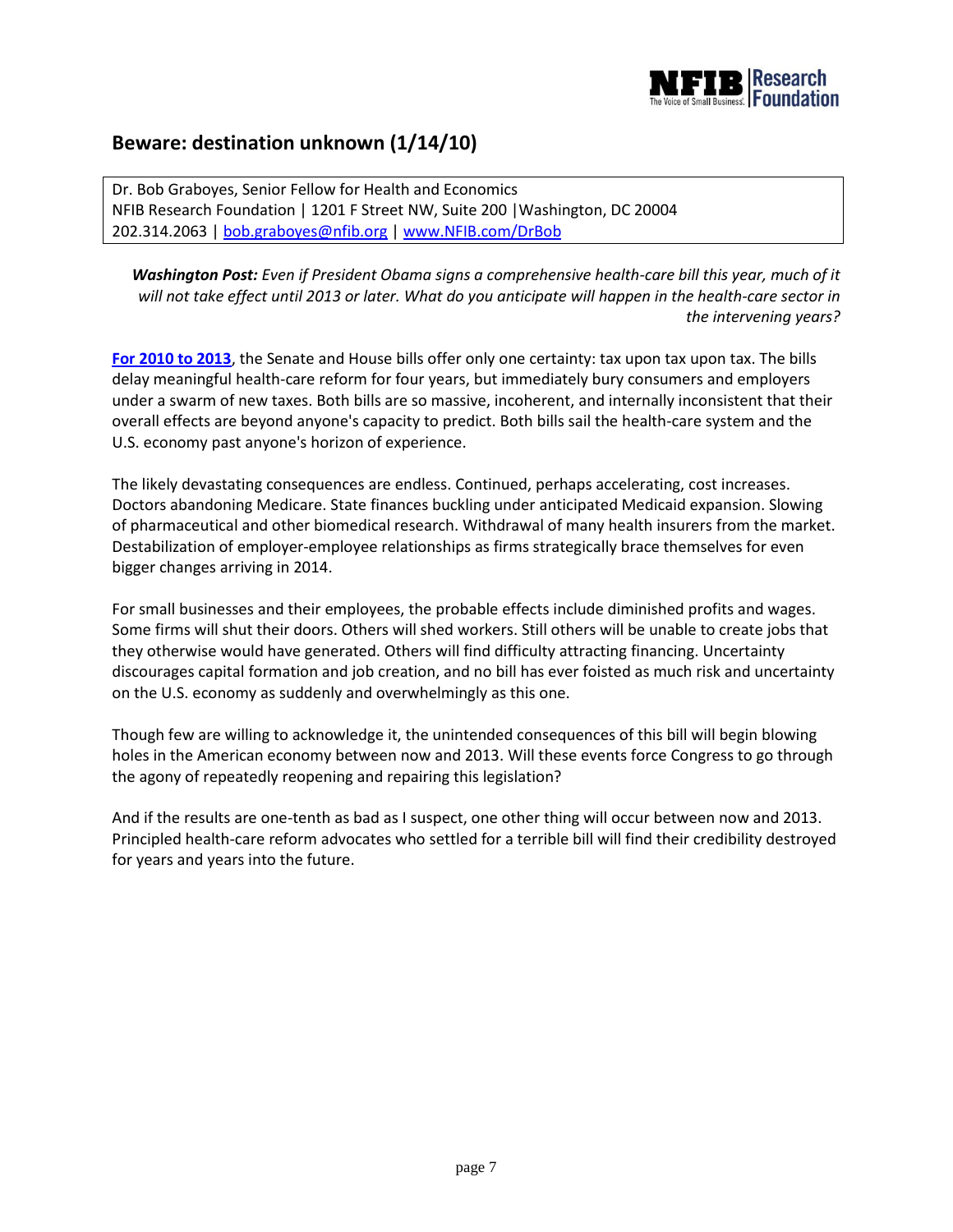## Beware: destination unknown (1/14/10)

Dr. Bob Graboyes, Senior Fellow for Health and Economics
NFIB Research Foundation | 1201 F Street NW, Suite 200 |Washington, DC 20004
202.314.2063 | bob.graboyes@nfib.org | www.NFIB.com/DrBob

***Washington Post:*** *Even if President Obama signs a comprehensive health-care bill this year, much of it will not take effect until 2013 or later. What do you anticipate will happen in the health-care sector in the intervening years?*

**For 2010 to 2013**, the Senate and House bills offer only one certainty: tax upon tax upon tax. The bills delay meaningful health-care reform for four years, but immediately bury consumers and employers under a swarm of new taxes. Both bills are so massive, incoherent, and internally inconsistent that their overall effects are beyond anyone's capacity to predict. Both bills sail the health-care system and the U.S. economy past anyone's horizon of experience.

The likely devastating consequences are endless. Continued, perhaps accelerating, cost increases. Doctors abandoning Medicare. State finances buckling under anticipated Medicaid expansion. Slowing of pharmaceutical and other biomedical research. Withdrawal of many health insurers from the market. Destabilization of employer-employee relationships as firms strategically brace themselves for even bigger changes arriving in 2014.

For small businesses and their employees, the probable effects include diminished profits and wages. Some firms will shut their doors. Others will shed workers. Still others will be unable to create jobs that they otherwise would have generated. Others will find difficulty attracting financing. Uncertainty discourages capital formation and job creation, and no bill has ever foisted as much risk and uncertainty on the U.S. economy as suddenly and overwhelmingly as this one.

Though few are willing to acknowledge it, the unintended consequences of this bill will begin blowing holes in the American economy between now and 2013. Will these events force Congress to go through the agony of repeatedly reopening and repairing this legislation?

And if the results are one-tenth as bad as I suspect, one other thing will occur between now and 2013. Principled health-care reform advocates who settled for a terrible bill will find their credibility destroyed for years and years into the future.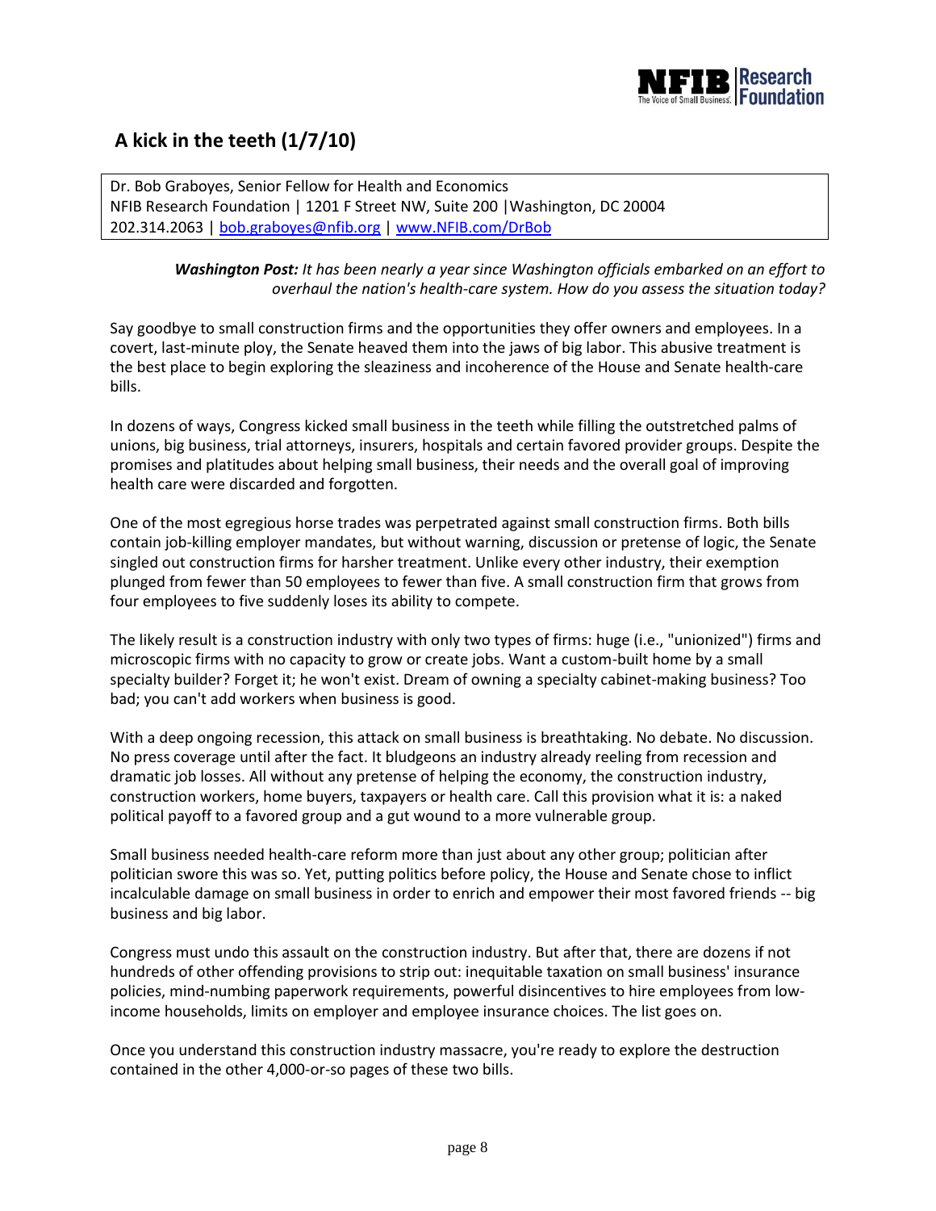## A kick in the teeth (1/7/10)

Dr. Bob Graboyes, Senior Fellow for Health and Economics
NFIB Research Foundation | 1201 F Street NW, Suite 200 |Washington, DC 20004
202.314.2063 | bob.graboyes@nfib.org | www.NFIB.com/DrBob

> ***Washington Post:*** *It has been nearly a year since Washington officials embarked on an effort to overhaul the nation's health-care system. How do you assess the situation today?*

Say goodbye to small construction firms and the opportunities they offer owners and employees. In a covert, last-minute ploy, the Senate heaved them into the jaws of big labor. This abusive treatment is the best place to begin exploring the sleaziness and incoherence of the House and Senate health-care bills.

In dozens of ways, Congress kicked small business in the teeth while filling the outstretched palms of unions, big business, trial attorneys, insurers, hospitals and certain favored provider groups. Despite the promises and platitudes about helping small business, their needs and the overall goal of improving health care were discarded and forgotten.

One of the most egregious horse trades was perpetrated against small construction firms. Both bills contain job-killing employer mandates, but without warning, discussion or pretense of logic, the Senate singled out construction firms for harsher treatment. Unlike every other industry, their exemption plunged from fewer than 50 employees to fewer than five. A small construction firm that grows from four employees to five suddenly loses its ability to compete.

The likely result is a construction industry with only two types of firms: huge (i.e., "unionized") firms and microscopic firms with no capacity to grow or create jobs. Want a custom-built home by a small specialty builder? Forget it; he won't exist. Dream of owning a specialty cabinet-making business? Too bad; you can't add workers when business is good.

With a deep ongoing recession, this attack on small business is breathtaking. No debate. No discussion. No press coverage until after the fact. It bludgeons an industry already reeling from recession and dramatic job losses. All without any pretense of helping the economy, the construction industry, construction workers, home buyers, taxpayers or health care. Call this provision what it is: a naked political payoff to a favored group and a gut wound to a more vulnerable group.

Small business needed health-care reform more than just about any other group; politician after politician swore this was so. Yet, putting politics before policy, the House and Senate chose to inflict incalculable damage on small business in order to enrich and empower their most favored friends -- big business and big labor.

Congress must undo this assault on the construction industry. But after that, there are dozens if not hundreds of other offending provisions to strip out: inequitable taxation on small business' insurance policies, mind-numbing paperwork requirements, powerful disincentives to hire employees from low-income households, limits on employer and employee insurance choices. The list goes on.

Once you understand this construction industry massacre, you're ready to explore the destruction contained in the other 4,000-or-so pages of these two bills.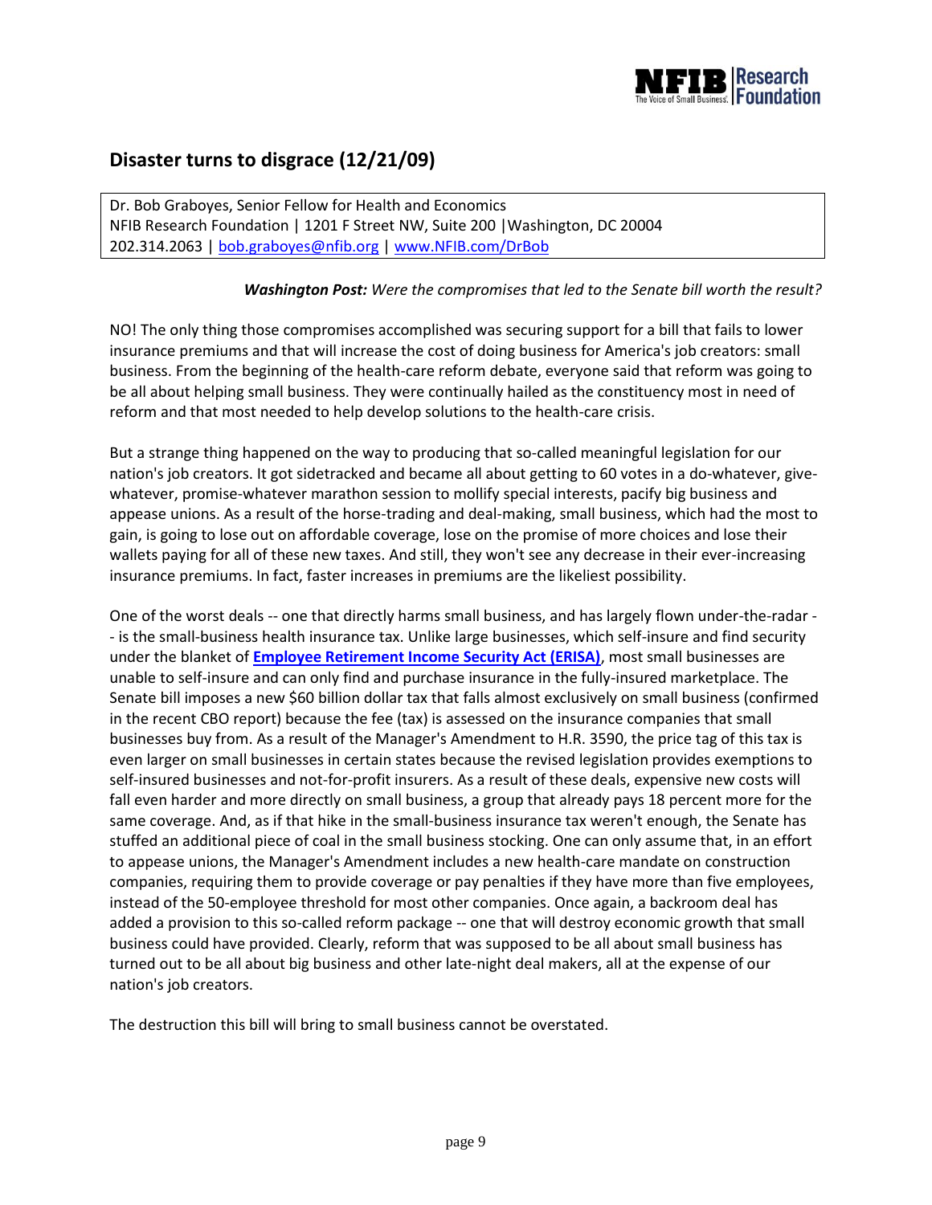## Disaster turns to disgrace (12/21/09)

Dr. Bob Graboyes, Senior Fellow for Health and Economics
NFIB Research Foundation | 1201 F Street NW, Suite 200 |Washington, DC 20004
202.314.2063 | bob.graboyes@nfib.org | www.NFIB.com/DrBob

***Washington Post:** Were the compromises that led to the Senate bill worth the result?*

NO! The only thing those compromises accomplished was securing support for a bill that fails to lower insurance premiums and that will increase the cost of doing business for America's job creators: small business. From the beginning of the health-care reform debate, everyone said that reform was going to be all about helping small business. They were continually hailed as the constituency most in need of reform and that most needed to help develop solutions to the health-care crisis.

But a strange thing happened on the way to producing that so-called meaningful legislation for our nation's job creators. It got sidetracked and became all about getting to 60 votes in a do-whatever, give-whatever, promise-whatever marathon session to mollify special interests, pacify big business and appease unions. As a result of the horse-trading and deal-making, small business, which had the most to gain, is going to lose out on affordable coverage, lose on the promise of more choices and lose their wallets paying for all of these new taxes. And still, they won't see any decrease in their ever-increasing insurance premiums. In fact, faster increases in premiums are the likeliest possibility.

One of the worst deals -- one that directly harms small business, and has largely flown under-the-radar -- is the small-business health insurance tax. Unlike large businesses, which self-insure and find security under the blanket of **Employee Retirement Income Security Act (ERISA)**, most small businesses are unable to self-insure and can only find and purchase insurance in the fully-insured marketplace. The Senate bill imposes a new $60 billion dollar tax that falls almost exclusively on small business (confirmed in the recent CBO report) because the fee (tax) is assessed on the insurance companies that small businesses buy from. As a result of the Manager's Amendment to H.R. 3590, the price tag of this tax is even larger on small businesses in certain states because the revised legislation provides exemptions to self-insured businesses and not-for-profit insurers. As a result of these deals, expensive new costs will fall even harder and more directly on small business, a group that already pays 18 percent more for the same coverage. And, as if that hike in the small-business insurance tax weren't enough, the Senate has stuffed an additional piece of coal in the small business stocking. One can only assume that, in an effort to appease unions, the Manager's Amendment includes a new health-care mandate on construction companies, requiring them to provide coverage or pay penalties if they have more than five employees, instead of the 50-employee threshold for most other companies. Once again, a backroom deal has added a provision to this so-called reform package -- one that will destroy economic growth that small business could have provided. Clearly, reform that was supposed to be all about small business has turned out to be all about big business and other late-night deal makers, all at the expense of our nation's job creators.

The destruction this bill will bring to small business cannot be overstated.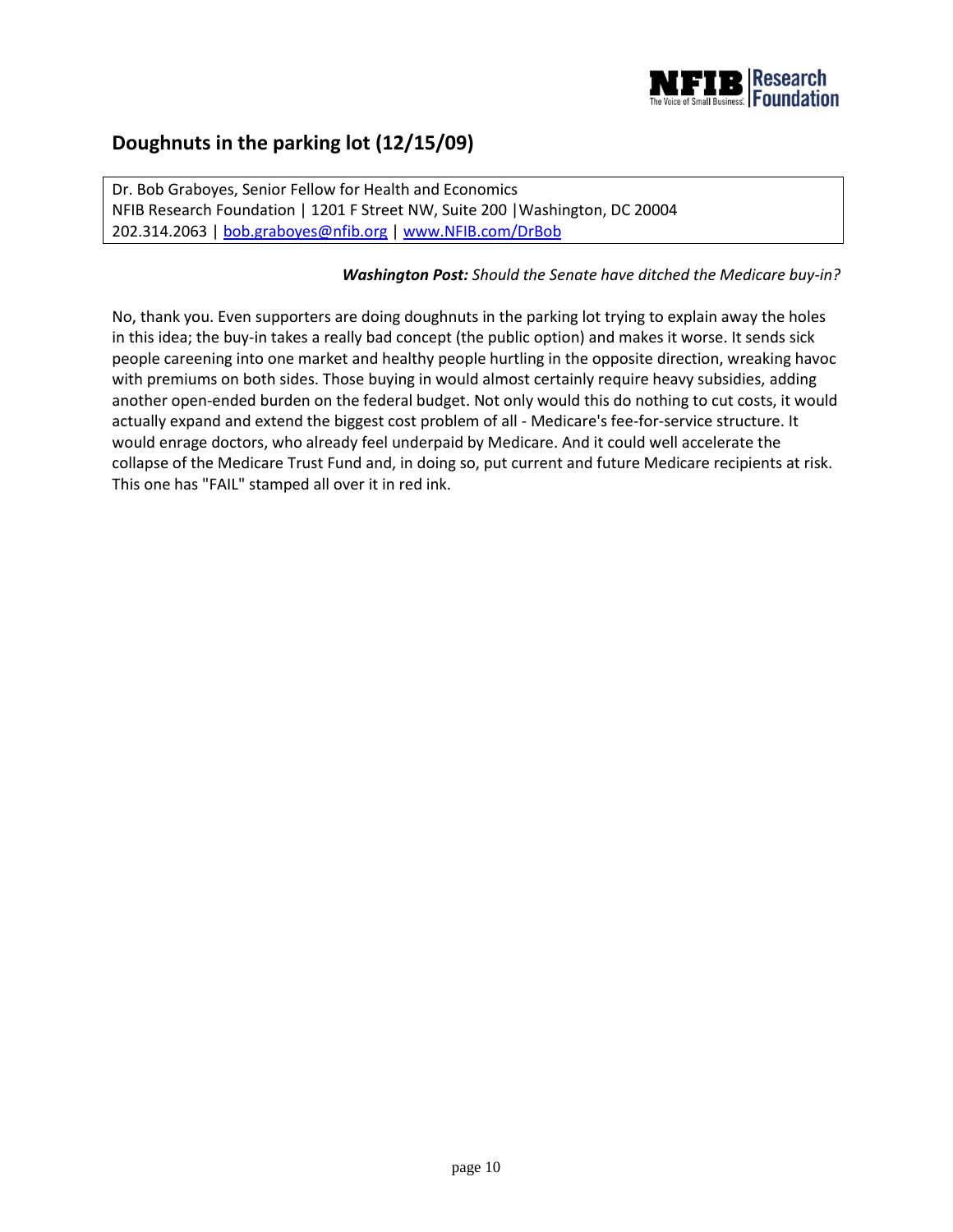## Doughnuts in the parking lot (12/15/09)

Dr. Bob Graboyes, Senior Fellow for Health and Economics
NFIB Research Foundation | 1201 F Street NW, Suite 200 |Washington, DC 20004
202.314.2063 | bob.graboyes@nfib.org | www.NFIB.com/DrBob

***Washington Post:*** *Should the Senate have ditched the Medicare buy-in?*

No, thank you. Even supporters are doing doughnuts in the parking lot trying to explain away the holes in this idea; the buy-in takes a really bad concept (the public option) and makes it worse. It sends sick people careening into one market and healthy people hurtling in the opposite direction, wreaking havoc with premiums on both sides. Those buying in would almost certainly require heavy subsidies, adding another open-ended burden on the federal budget. Not only would this do nothing to cut costs, it would actually expand and extend the biggest cost problem of all - Medicare's fee-for-service structure. It would enrage doctors, who already feel underpaid by Medicare. And it could well accelerate the collapse of the Medicare Trust Fund and, in doing so, put current and future Medicare recipients at risk. This one has "FAIL" stamped all over it in red ink.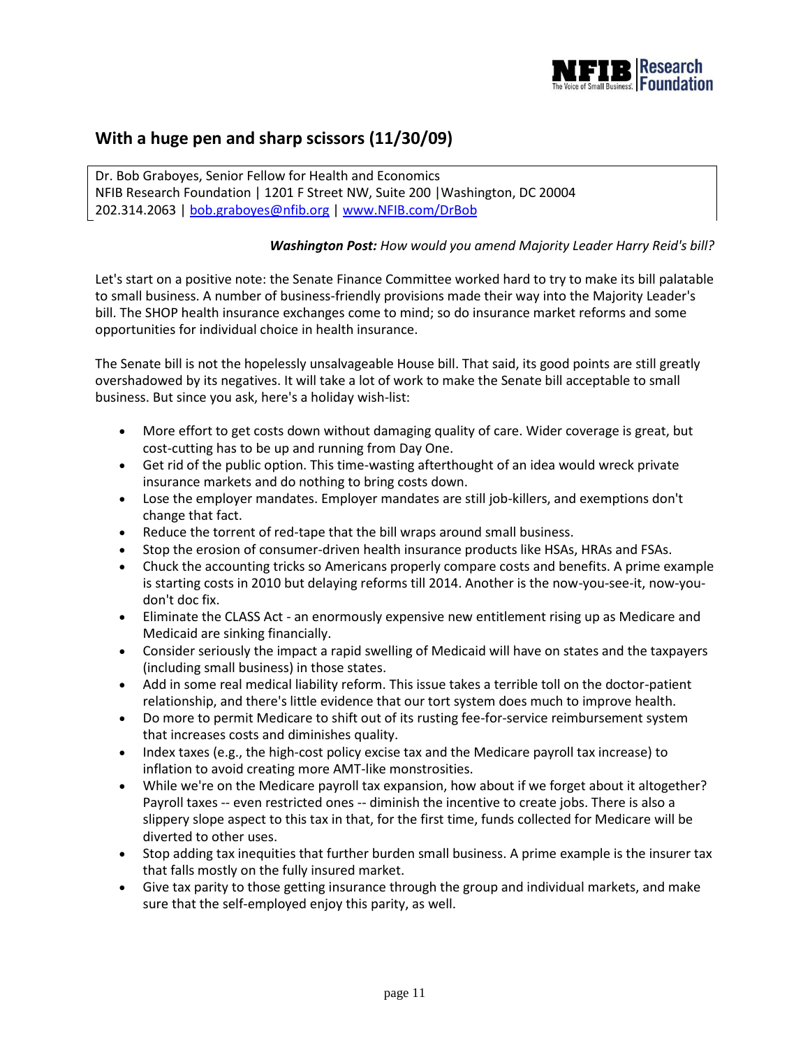## With a huge pen and sharp scissors (11/30/09)

Dr. Bob Graboyes, Senior Fellow for Health and Economics
NFIB Research Foundation | 1201 F Street NW, Suite 200 |Washington, DC 20004
202.314.2063 | [bob.graboyes@nfib.org](mailto:bob.graboyes@nfib.org) | [www.NFIB.com/DrBob](http://www.NFIB.com/DrBob)

***Washington Post:*** *How would you amend Majority Leader Harry Reid's bill?*

Let's start on a positive note: the Senate Finance Committee worked hard to try to make its bill palatable to small business. A number of business-friendly provisions made their way into the Majority Leader's bill. The SHOP health insurance exchanges come to mind; so do insurance market reforms and some opportunities for individual choice in health insurance.

The Senate bill is not the hopelessly unsalvageable House bill. That said, its good points are still greatly overshadowed by its negatives. It will take a lot of work to make the Senate bill acceptable to small business. But since you ask, here's a holiday wish-list:

- More effort to get costs down without damaging quality of care. Wider coverage is great, but cost-cutting has to be up and running from Day One.
- Get rid of the public option. This time-wasting afterthought of an idea would wreck private insurance markets and do nothing to bring costs down.
- Lose the employer mandates. Employer mandates are still job-killers, and exemptions don't change that fact.
- Reduce the torrent of red-tape that the bill wraps around small business.
- Stop the erosion of consumer-driven health insurance products like HSAs, HRAs and FSAs.
- Chuck the accounting tricks so Americans properly compare costs and benefits. A prime example is starting costs in 2010 but delaying reforms till 2014. Another is the now-you-see-it, now-you-don't doc fix.
- Eliminate the CLASS Act - an enormously expensive new entitlement rising up as Medicare and Medicaid are sinking financially.
- Consider seriously the impact a rapid swelling of Medicaid will have on states and the taxpayers (including small business) in those states.
- Add in some real medical liability reform. This issue takes a terrible toll on the doctor-patient relationship, and there's little evidence that our tort system does much to improve health.
- Do more to permit Medicare to shift out of its rusting fee-for-service reimbursement system that increases costs and diminishes quality.
- Index taxes (e.g., the high-cost policy excise tax and the Medicare payroll tax increase) to inflation to avoid creating more AMT-like monstrosities.
- While we're on the Medicare payroll tax expansion, how about if we forget about it altogether? Payroll taxes -- even restricted ones -- diminish the incentive to create jobs. There is also a slippery slope aspect to this tax in that, for the first time, funds collected for Medicare will be diverted to other uses.
- Stop adding tax inequities that further burden small business. A prime example is the insurer tax that falls mostly on the fully insured market.
- Give tax parity to those getting insurance through the group and individual markets, and make sure that the self-employed enjoy this parity, as well.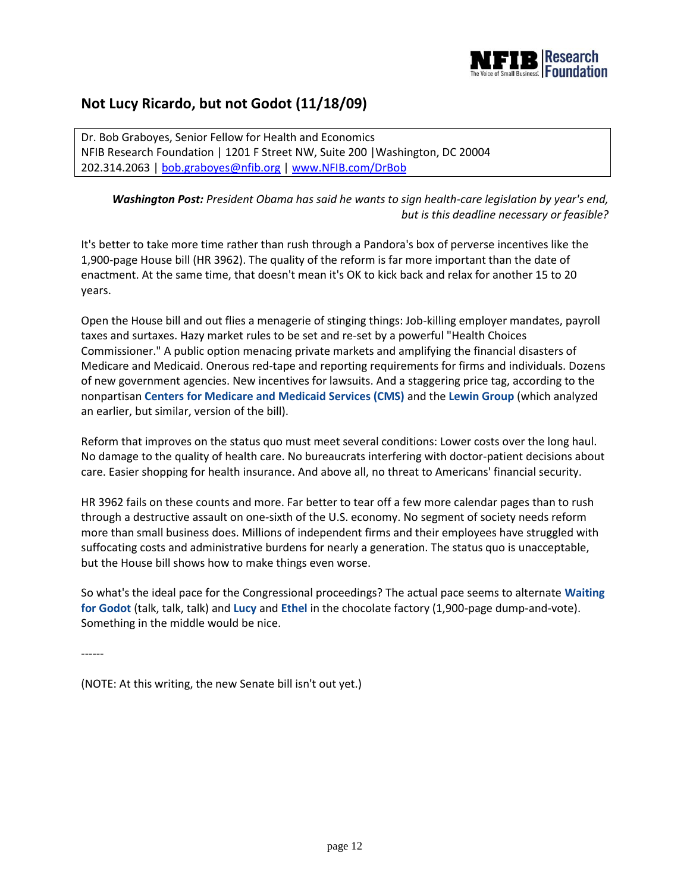## Not Lucy Ricardo, but not Godot (11/18/09)

Dr. Bob Graboyes, Senior Fellow for Health and Economics
NFIB Research Foundation | 1201 F Street NW, Suite 200 |Washington, DC 20004
202.314.2063 | bob.graboyes@nfib.org | www.NFIB.com/DrBob

***Washington Post:*** *President Obama has said he wants to sign health-care legislation by year's end, but is this deadline necessary or feasible?*

It's better to take more time rather than rush through a Pandora's box of perverse incentives like the 1,900-page House bill (HR 3962). The quality of the reform is far more important than the date of enactment. At the same time, that doesn't mean it's OK to kick back and relax for another 15 to 20 years.

Open the House bill and out flies a menagerie of stinging things: Job-killing employer mandates, payroll taxes and surtaxes. Hazy market rules to be set and re-set by a powerful "Health Choices Commissioner." A public option menacing private markets and amplifying the financial disasters of Medicare and Medicaid. Onerous red-tape and reporting requirements for firms and individuals. Dozens of new government agencies. New incentives for lawsuits. And a staggering price tag, according to the nonpartisan **Centers for Medicare and Medicaid Services (CMS)** and the **Lewin Group** (which analyzed an earlier, but similar, version of the bill).

Reform that improves on the status quo must meet several conditions: Lower costs over the long haul. No damage to the quality of health care. No bureaucrats interfering with doctor-patient decisions about care. Easier shopping for health insurance. And above all, no threat to Americans' financial security.

HR 3962 fails on these counts and more. Far better to tear off a few more calendar pages than to rush through a destructive assault on one-sixth of the U.S. economy. No segment of society needs reform more than small business does. Millions of independent firms and their employees have struggled with suffocating costs and administrative burdens for nearly a generation. The status quo is unacceptable, but the House bill shows how to make things even worse.

So what's the ideal pace for the Congressional proceedings? The actual pace seems to alternate **Waiting for Godot** (talk, talk, talk) and **Lucy** and **Ethel** in the chocolate factory (1,900-page dump-and-vote). Something in the middle would be nice.

------

(NOTE: At this writing, the new Senate bill isn't out yet.)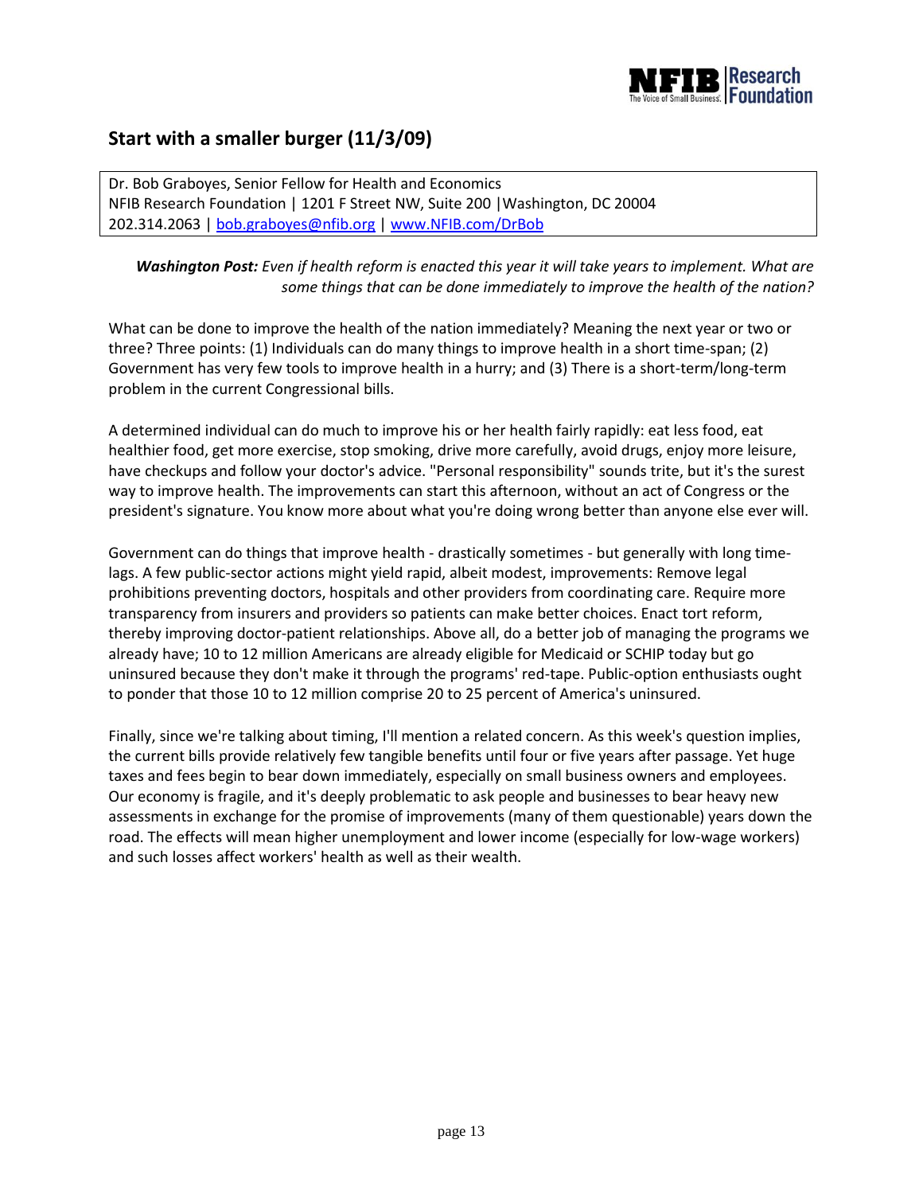## Start with a smaller burger (11/3/09)

Dr. Bob Graboyes, Senior Fellow for Health and Economics
NFIB Research Foundation | 1201 F Street NW, Suite 200 |Washington, DC 20004
202.314.2063 | bob.graboyes@nfib.org | www.NFIB.com/DrBob

***Washington Post:*** *Even if health reform is enacted this year it will take years to implement. What are some things that can be done immediately to improve the health of the nation?*

What can be done to improve the health of the nation immediately? Meaning the next year or two or three? Three points: (1) Individuals can do many things to improve health in a short time-span; (2) Government has very few tools to improve health in a hurry; and (3) There is a short-term/long-term problem in the current Congressional bills.

A determined individual can do much to improve his or her health fairly rapidly: eat less food, eat healthier food, get more exercise, stop smoking, drive more carefully, avoid drugs, enjoy more leisure, have checkups and follow your doctor's advice. "Personal responsibility" sounds trite, but it's the surest way to improve health. The improvements can start this afternoon, without an act of Congress or the president's signature. You know more about what you're doing wrong better than anyone else ever will.

Government can do things that improve health - drastically sometimes - but generally with long time-lags. A few public-sector actions might yield rapid, albeit modest, improvements: Remove legal prohibitions preventing doctors, hospitals and other providers from coordinating care. Require more transparency from insurers and providers so patients can make better choices. Enact tort reform, thereby improving doctor-patient relationships. Above all, do a better job of managing the programs we already have; 10 to 12 million Americans are already eligible for Medicaid or SCHIP today but go uninsured because they don't make it through the programs' red-tape. Public-option enthusiasts ought to ponder that those 10 to 12 million comprise 20 to 25 percent of America's uninsured.

Finally, since we're talking about timing, I'll mention a related concern. As this week's question implies, the current bills provide relatively few tangible benefits until four or five years after passage. Yet huge taxes and fees begin to bear down immediately, especially on small business owners and employees. Our economy is fragile, and it's deeply problematic to ask people and businesses to bear heavy new assessments in exchange for the promise of improvements (many of them questionable) years down the road. The effects will mean higher unemployment and lower income (especially for low-wage workers) and such losses affect workers' health as well as their wealth.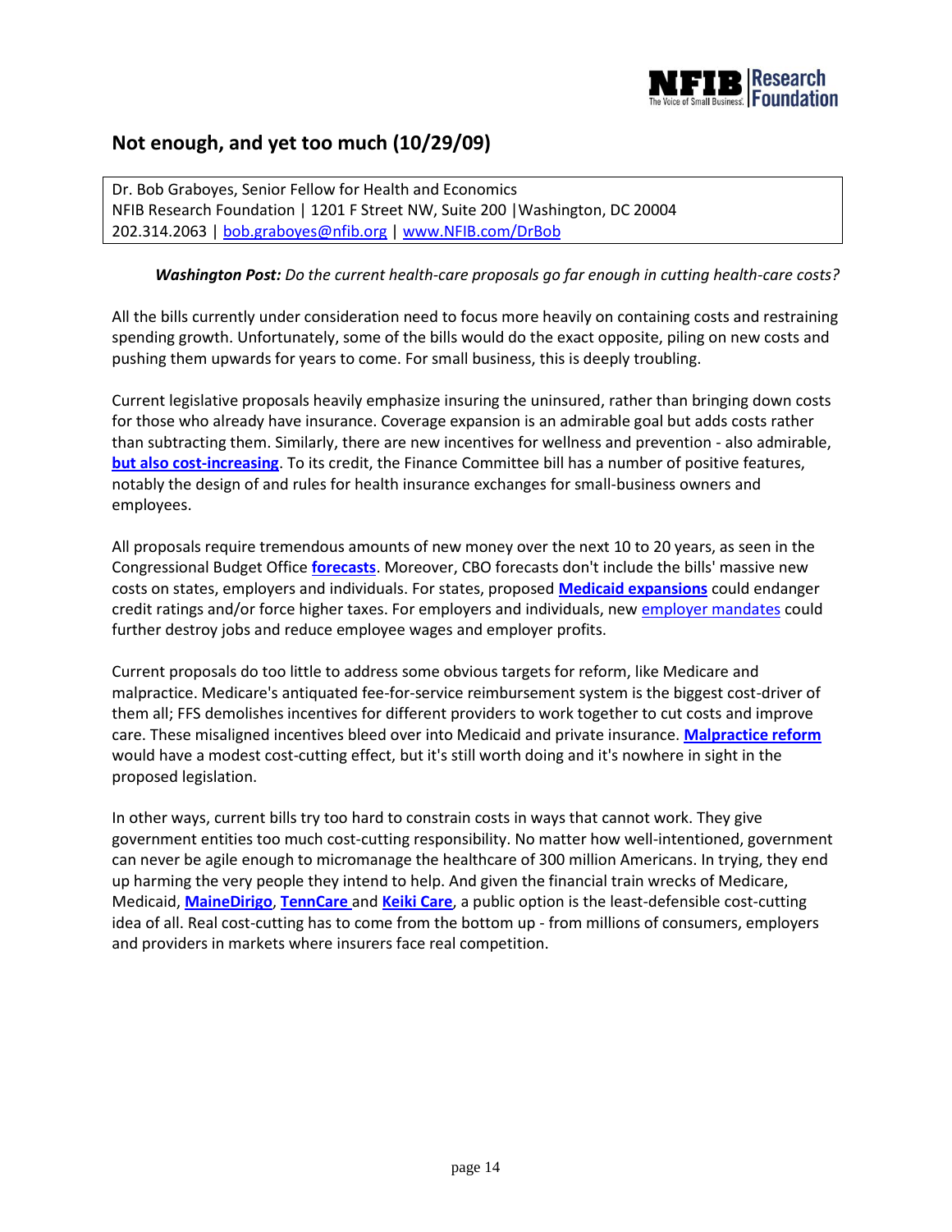## Not enough, and yet too much (10/29/09)

Dr. Bob Graboyes, Senior Fellow for Health and Economics
NFIB Research Foundation | 1201 F Street NW, Suite 200 | Washington, DC 20004
202.314.2063 | bob.graboyes@nfib.org | www.NFIB.com/DrBob

***Washington Post:*** *Do the current health-care proposals go far enough in cutting health-care costs?*

All the bills currently under consideration need to focus more heavily on containing costs and restraining spending growth. Unfortunately, some of the bills would do the exact opposite, piling on new costs and pushing them upwards for years to come. For small business, this is deeply troubling.

Current legislative proposals heavily emphasize insuring the uninsured, rather than bringing down costs for those who already have insurance. Coverage expansion is an admirable goal but adds costs rather than subtracting them. Similarly, there are new incentives for wellness and prevention - also admirable, **but also cost-increasing**. To its credit, the Finance Committee bill has a number of positive features, notably the design of and rules for health insurance exchanges for small-business owners and employees.

All proposals require tremendous amounts of new money over the next 10 to 20 years, as seen in the Congressional Budget Office **forecasts**. Moreover, CBO forecasts don't include the bills' massive new costs on states, employers and individuals. For states, proposed **Medicaid expansions** could endanger credit ratings and/or force higher taxes. For employers and individuals, new employer mandates could further destroy jobs and reduce employee wages and employer profits.

Current proposals do too little to address some obvious targets for reform, like Medicare and malpractice. Medicare's antiquated fee-for-service reimbursement system is the biggest cost-driver of them all; FFS demolishes incentives for different providers to work together to cut costs and improve care. These misaligned incentives bleed over into Medicaid and private insurance. **Malpractice reform** would have a modest cost-cutting effect, but it's still worth doing and it's nowhere in sight in the proposed legislation.

In other ways, current bills try too hard to constrain costs in ways that cannot work. They give government entities too much cost-cutting responsibility. No matter how well-intentioned, government can never be agile enough to micromanage the healthcare of 300 million Americans. In trying, they end up harming the very people they intend to help. And given the financial train wrecks of Medicare, Medicaid, **MaineDirigo**, **TennCare** and **Keiki Care**, a public option is the least-defensible cost-cutting idea of all. Real cost-cutting has to come from the bottom up - from millions of consumers, employers and providers in markets where insurers face real competition.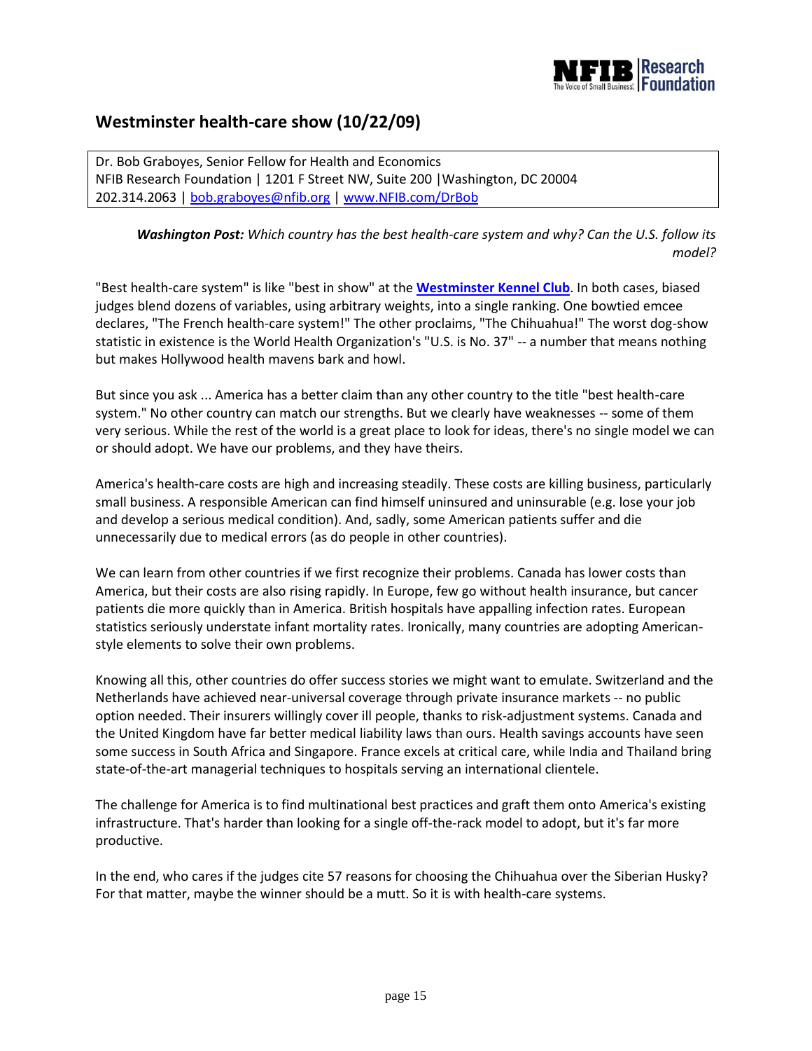## Westminster health-care show (10/22/09)

Dr. Bob Graboyes, Senior Fellow for Health and Economics
NFIB Research Foundation | 1201 F Street NW, Suite 200 |Washington, DC 20004
202.314.2063 | bob.graboyes@nfib.org | www.NFIB.com/DrBob

***Washington Post:*** *Which country has the best health-care system and why? Can the U.S. follow its model?*

"Best health-care system" is like "best in show" at the **Westminster Kennel Club**. In both cases, biased judges blend dozens of variables, using arbitrary weights, into a single ranking. One bowtied emcee declares, "The French health-care system!" The other proclaims, "The Chihuahua!" The worst dog-show statistic in existence is the World Health Organization's "U.S. is No. 37" -- a number that means nothing but makes Hollywood health mavens bark and howl.

But since you ask ... America has a better claim than any other country to the title "best health-care system." No other country can match our strengths. But we clearly have weaknesses -- some of them very serious. While the rest of the world is a great place to look for ideas, there's no single model we can or should adopt. We have our problems, and they have theirs.

America's health-care costs are high and increasing steadily. These costs are killing business, particularly small business. A responsible American can find himself uninsured and uninsurable (e.g. lose your job and develop a serious medical condition). And, sadly, some American patients suffer and die unnecessarily due to medical errors (as do people in other countries).

We can learn from other countries if we first recognize their problems. Canada has lower costs than America, but their costs are also rising rapidly. In Europe, few go without health insurance, but cancer patients die more quickly than in America. British hospitals have appalling infection rates. European statistics seriously understate infant mortality rates. Ironically, many countries are adopting American-style elements to solve their own problems.

Knowing all this, other countries do offer success stories we might want to emulate. Switzerland and the Netherlands have achieved near-universal coverage through private insurance markets -- no public option needed. Their insurers willingly cover ill people, thanks to risk-adjustment systems. Canada and the United Kingdom have far better medical liability laws than ours. Health savings accounts have seen some success in South Africa and Singapore. France excels at critical care, while India and Thailand bring state-of-the-art managerial techniques to hospitals serving an international clientele.

The challenge for America is to find multinational best practices and graft them onto America's existing infrastructure. That's harder than looking for a single off-the-rack model to adopt, but it's far more productive.

In the end, who cares if the judges cite 57 reasons for choosing the Chihuahua over the Siberian Husky? For that matter, maybe the winner should be a mutt. So it is with health-care systems.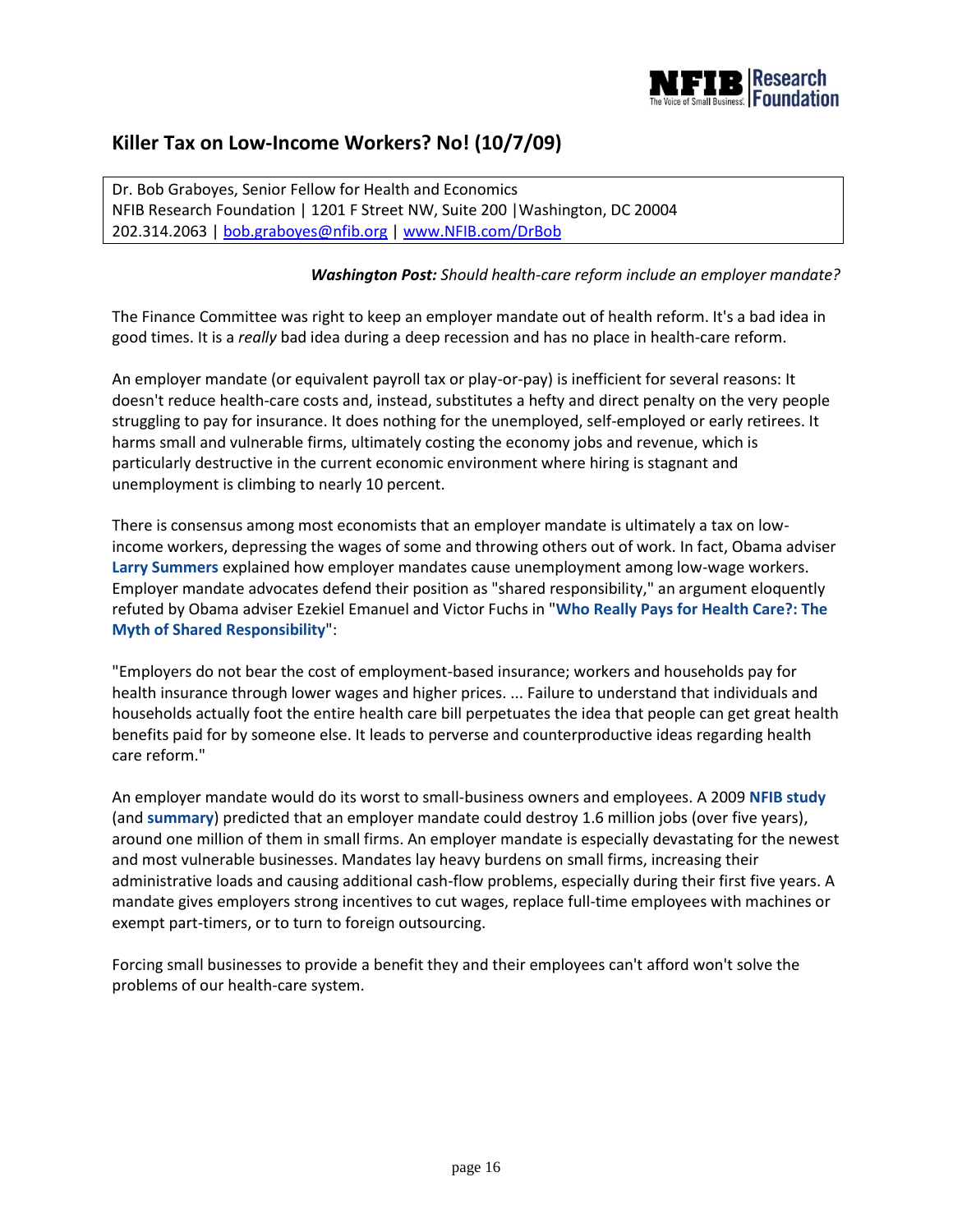## Killer Tax on Low-Income Workers? No! (10/7/09)

Dr. Bob Graboyes, Senior Fellow for Health and Economics
NFIB Research Foundation | 1201 F Street NW, Suite 200 |Washington, DC 20004
202.314.2063 | bob.graboyes@nfib.org | www.NFIB.com/DrBob

***Washington Post:*** *Should health-care reform include an employer mandate?*

The Finance Committee was right to keep an employer mandate out of health reform. It's a bad idea in good times. It is a *really* bad idea during a deep recession and has no place in health-care reform.

An employer mandate (or equivalent payroll tax or play-or-pay) is inefficient for several reasons: It doesn't reduce health-care costs and, instead, substitutes a hefty and direct penalty on the very people struggling to pay for insurance. It does nothing for the unemployed, self-employed or early retirees. It harms small and vulnerable firms, ultimately costing the economy jobs and revenue, which is particularly destructive in the current economic environment where hiring is stagnant and unemployment is climbing to nearly 10 percent.

There is consensus among most economists that an employer mandate is ultimately a tax on low-income workers, depressing the wages of some and throwing others out of work. In fact, Obama adviser **Larry Summers** explained how employer mandates cause unemployment among low-wage workers. Employer mandate advocates defend their position as "shared responsibility," an argument eloquently refuted by Obama adviser Ezekiel Emanuel and Victor Fuchs in "**Who Really Pays for Health Care?: The Myth of Shared Responsibility**":

"Employers do not bear the cost of employment-based insurance; workers and households pay for health insurance through lower wages and higher prices. ... Failure to understand that individuals and households actually foot the entire health care bill perpetuates the idea that people can get great health benefits paid for by someone else. It leads to perverse and counterproductive ideas regarding health care reform."

An employer mandate would do its worst to small-business owners and employees. A 2009 **NFIB study** (and **summary**) predicted that an employer mandate could destroy 1.6 million jobs (over five years), around one million of them in small firms. An employer mandate is especially devastating for the newest and most vulnerable businesses. Mandates lay heavy burdens on small firms, increasing their administrative loads and causing additional cash-flow problems, especially during their first five years. A mandate gives employers strong incentives to cut wages, replace full-time employees with machines or exempt part-timers, or to turn to foreign outsourcing.

Forcing small businesses to provide a benefit they and their employees can't afford won't solve the problems of our health-care system.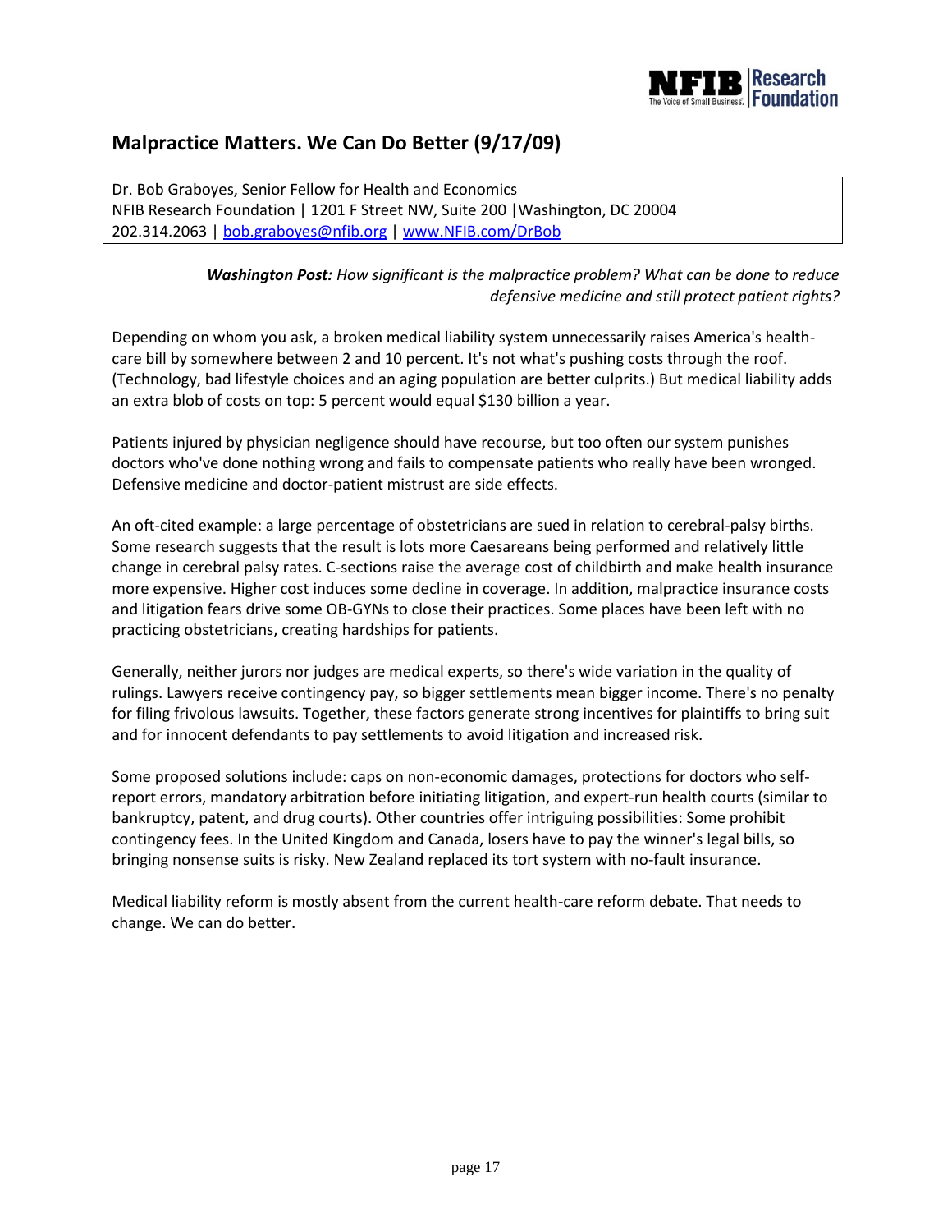## Malpractice Matters. We Can Do Better (9/17/09)

Dr. Bob Graboyes, Senior Fellow for Health and Economics
NFIB Research Foundation | 1201 F Street NW, Suite 200 |Washington, DC 20004
202.314.2063 | bob.graboyes@nfib.org | www.NFIB.com/DrBob

***Washington Post:*** *How significant is the malpractice problem? What can be done to reduce defensive medicine and still protect patient rights?*

Depending on whom you ask, a broken medical liability system unnecessarily raises America's health-care bill by somewhere between 2 and 10 percent. It's not what's pushing costs through the roof. (Technology, bad lifestyle choices and an aging population are better culprits.) But medical liability adds an extra blob of costs on top: 5 percent would equal $130 billion a year.

Patients injured by physician negligence should have recourse, but too often our system punishes doctors who've done nothing wrong and fails to compensate patients who really have been wronged. Defensive medicine and doctor-patient mistrust are side effects.

An oft-cited example: a large percentage of obstetricians are sued in relation to cerebral-palsy births. Some research suggests that the result is lots more Caesareans being performed and relatively little change in cerebral palsy rates. C-sections raise the average cost of childbirth and make health insurance more expensive. Higher cost induces some decline in coverage. In addition, malpractice insurance costs and litigation fears drive some OB-GYNs to close their practices. Some places have been left with no practicing obstetricians, creating hardships for patients.

Generally, neither jurors nor judges are medical experts, so there's wide variation in the quality of rulings. Lawyers receive contingency pay, so bigger settlements mean bigger income. There's no penalty for filing frivolous lawsuits. Together, these factors generate strong incentives for plaintiffs to bring suit and for innocent defendants to pay settlements to avoid litigation and increased risk.

Some proposed solutions include: caps on non-economic damages, protections for doctors who self-report errors, mandatory arbitration before initiating litigation, and expert-run health courts (similar to bankruptcy, patent, and drug courts). Other countries offer intriguing possibilities: Some prohibit contingency fees. In the United Kingdom and Canada, losers have to pay the winner's legal bills, so bringing nonsense suits is risky. New Zealand replaced its tort system with no-fault insurance.

Medical liability reform is mostly absent from the current health-care reform debate. That needs to change. We can do better.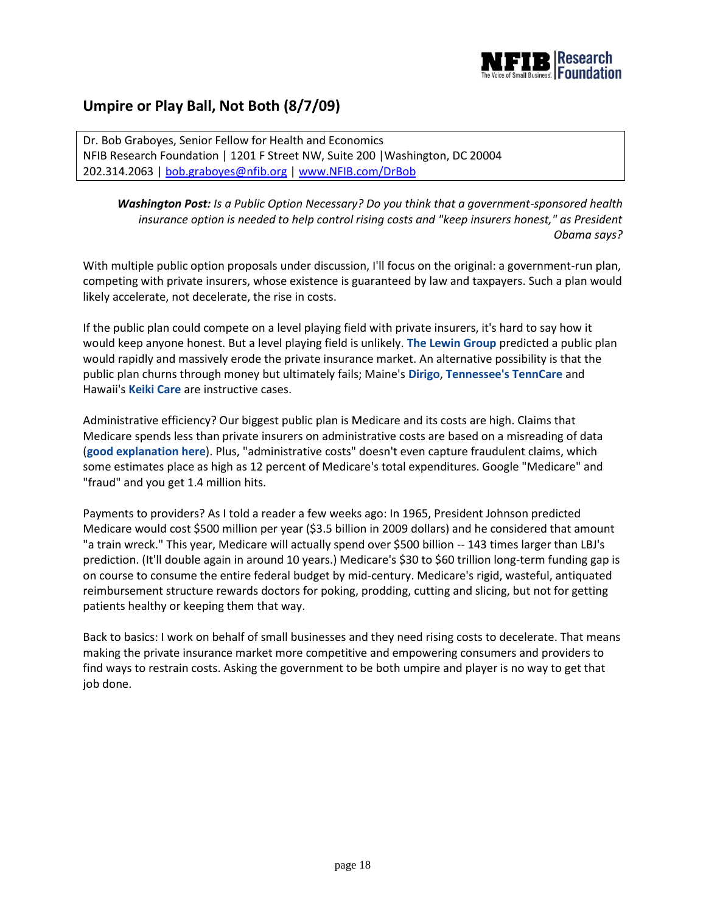## Umpire or Play Ball, Not Both (8/7/09)

Dr. Bob Graboyes, Senior Fellow for Health and Economics
NFIB Research Foundation | 1201 F Street NW, Suite 200 |Washington, DC 20004
202.314.2063 | bob.graboyes@nfib.org | www.NFIB.com/DrBob

> ***Washington Post:*** *Is a Public Option Necessary? Do you think that a government-sponsored health insurance option is needed to help control rising costs and "keep insurers honest," as President Obama says?*

With multiple public option proposals under discussion, I'll focus on the original: a government-run plan, competing with private insurers, whose existence is guaranteed by law and taxpayers. Such a plan would likely accelerate, not decelerate, the rise in costs.

If the public plan could compete on a level playing field with private insurers, it's hard to say how it would keep anyone honest. But a level playing field is unlikely. **The Lewin Group** predicted a public plan would rapidly and massively erode the private insurance market. An alternative possibility is that the public plan churns through money but ultimately fails; Maine's **Dirigo**, **Tennessee's TennCare** and Hawaii's **Keiki Care** are instructive cases.

Administrative efficiency? Our biggest public plan is Medicare and its costs are high. Claims that Medicare spends less than private insurers on administrative costs are based on a misreading of data (**good explanation here**). Plus, "administrative costs" doesn't even capture fraudulent claims, which some estimates place as high as 12 percent of Medicare's total expenditures. Google "Medicare" and "fraud" and you get 1.4 million hits.

Payments to providers? As I told a reader a few weeks ago: In 1965, President Johnson predicted Medicare would cost $500 million per year ($3.5 billion in 2009 dollars) and he considered that amount "a train wreck." This year, Medicare will actually spend over $500 billion -- 143 times larger than LBJ's prediction. (It'll double again in around 10 years.) Medicare's $30 to $60 trillion long-term funding gap is on course to consume the entire federal budget by mid-century. Medicare's rigid, wasteful, antiquated reimbursement structure rewards doctors for poking, prodding, cutting and slicing, but not for getting patients healthy or keeping them that way.

Back to basics: I work on behalf of small businesses and they need rising costs to decelerate. That means making the private insurance market more competitive and empowering consumers and providers to find ways to restrain costs. Asking the government to be both umpire and player is no way to get that job done.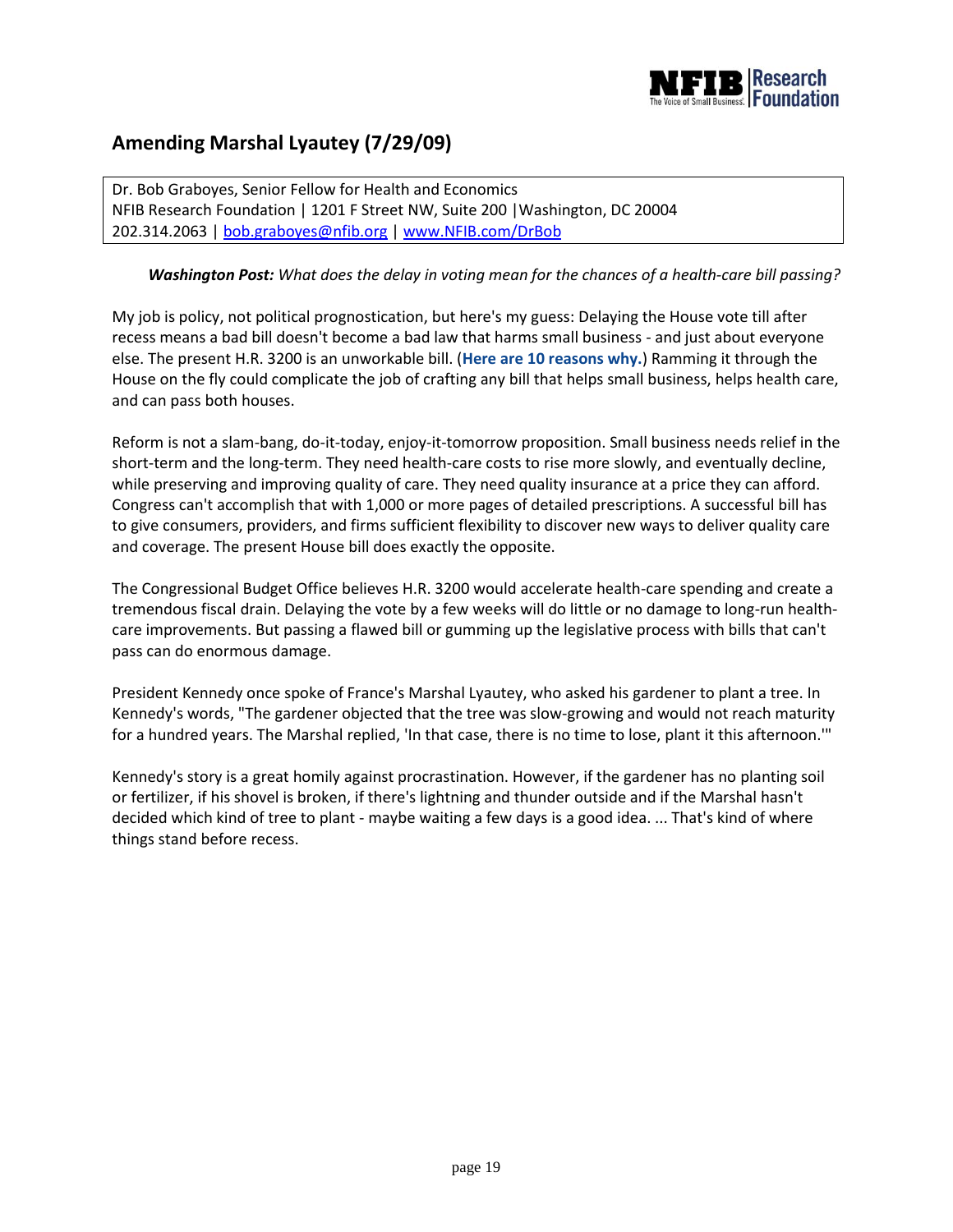## Amending Marshal Lyautey (7/29/09)

Dr. Bob Graboyes, Senior Fellow for Health and Economics
NFIB Research Foundation | 1201 F Street NW, Suite 200 |Washington, DC 20004
202.314.2063 | bob.graboyes@nfib.org | www.NFIB.com/DrBob

***Washington Post:** What does the delay in voting mean for the chances of a health-care bill passing?*

My job is policy, not political prognostication, but here's my guess: Delaying the House vote till after recess means a bad bill doesn't become a bad law that harms small business - and just about everyone else. The present H.R. 3200 is an unworkable bill. (**Here are 10 reasons why.**) Ramming it through the House on the fly could complicate the job of crafting any bill that helps small business, helps health care, and can pass both houses.

Reform is not a slam-bang, do-it-today, enjoy-it-tomorrow proposition. Small business needs relief in the short-term and the long-term. They need health-care costs to rise more slowly, and eventually decline, while preserving and improving quality of care. They need quality insurance at a price they can afford. Congress can't accomplish that with 1,000 or more pages of detailed prescriptions. A successful bill has to give consumers, providers, and firms sufficient flexibility to discover new ways to deliver quality care and coverage. The present House bill does exactly the opposite.

The Congressional Budget Office believes H.R. 3200 would accelerate health-care spending and create a tremendous fiscal drain. Delaying the vote by a few weeks will do little or no damage to long-run health-care improvements. But passing a flawed bill or gumming up the legislative process with bills that can't pass can do enormous damage.

President Kennedy once spoke of France's Marshal Lyautey, who asked his gardener to plant a tree. In Kennedy's words, "The gardener objected that the tree was slow-growing and would not reach maturity for a hundred years. The Marshal replied, 'In that case, there is no time to lose, plant it this afternoon.'"

Kennedy's story is a great homily against procrastination. However, if the gardener has no planting soil or fertilizer, if his shovel is broken, if there's lightning and thunder outside and if the Marshal hasn't decided which kind of tree to plant - maybe waiting a few days is a good idea. ... That's kind of where things stand before recess.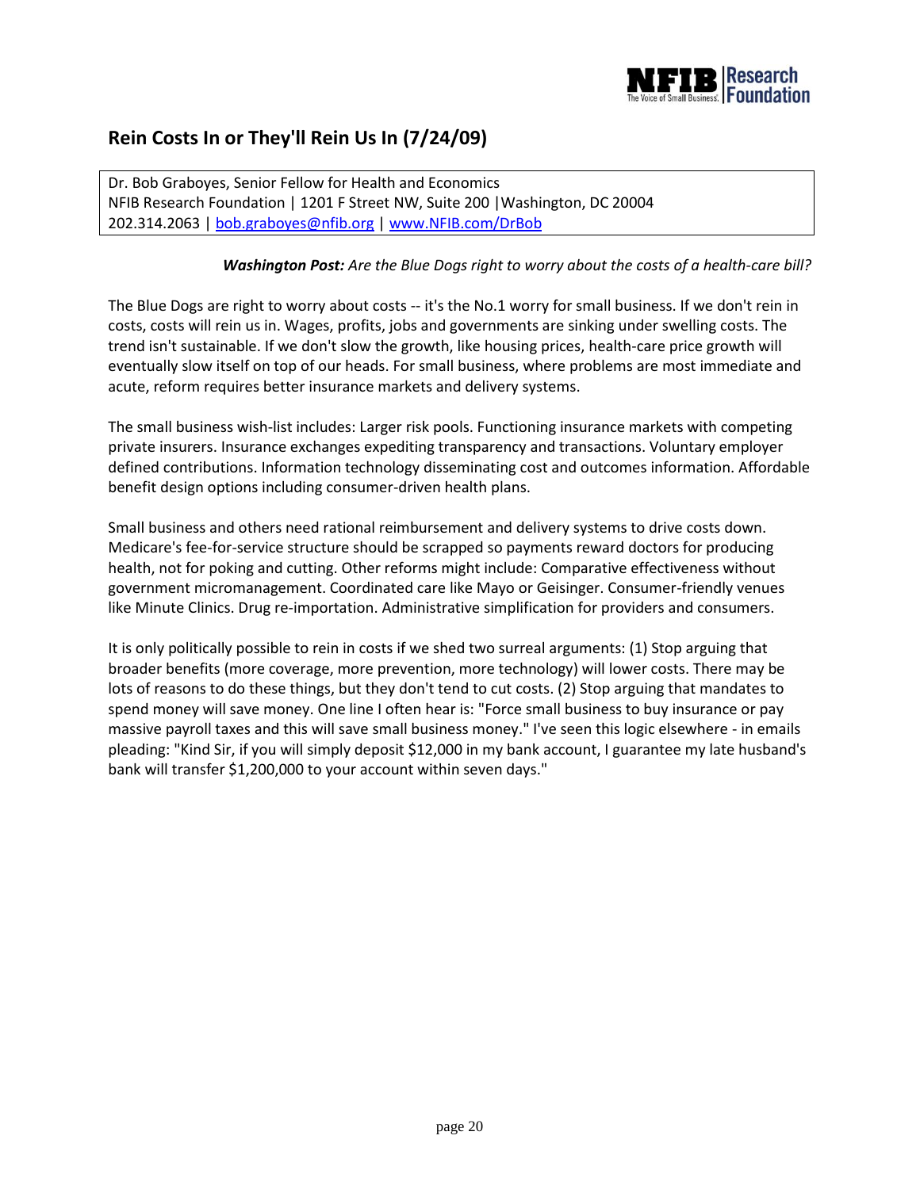## Rein Costs In or They'll Rein Us In (7/24/09)

Dr. Bob Graboyes, Senior Fellow for Health and Economics
NFIB Research Foundation | 1201 F Street NW, Suite 200 |Washington, DC 20004
202.314.2063 | bob.graboyes@nfib.org | www.NFIB.com/DrBob

***Washington Post:*** *Are the Blue Dogs right to worry about the costs of a health-care bill?*

The Blue Dogs are right to worry about costs -- it's the No.1 worry for small business. If we don't rein in costs, costs will rein us in. Wages, profits, jobs and governments are sinking under swelling costs. The trend isn't sustainable. If we don't slow the growth, like housing prices, health-care price growth will eventually slow itself on top of our heads. For small business, where problems are most immediate and acute, reform requires better insurance markets and delivery systems.

The small business wish-list includes: Larger risk pools. Functioning insurance markets with competing private insurers. Insurance exchanges expediting transparency and transactions. Voluntary employer defined contributions. Information technology disseminating cost and outcomes information. Affordable benefit design options including consumer-driven health plans.

Small business and others need rational reimbursement and delivery systems to drive costs down. Medicare's fee-for-service structure should be scrapped so payments reward doctors for producing health, not for poking and cutting. Other reforms might include: Comparative effectiveness without government micromanagement. Coordinated care like Mayo or Geisinger. Consumer-friendly venues like Minute Clinics. Drug re-importation. Administrative simplification for providers and consumers.

It is only politically possible to rein in costs if we shed two surreal arguments: (1) Stop arguing that broader benefits (more coverage, more prevention, more technology) will lower costs. There may be lots of reasons to do these things, but they don't tend to cut costs. (2) Stop arguing that mandates to spend money will save money. One line I often hear is: "Force small business to buy insurance or pay massive payroll taxes and this will save small business money." I've seen this logic elsewhere - in emails pleading: "Kind Sir, if you will simply deposit $12,000 in my bank account, I guarantee my late husband's bank will transfer $1,200,000 to your account within seven days."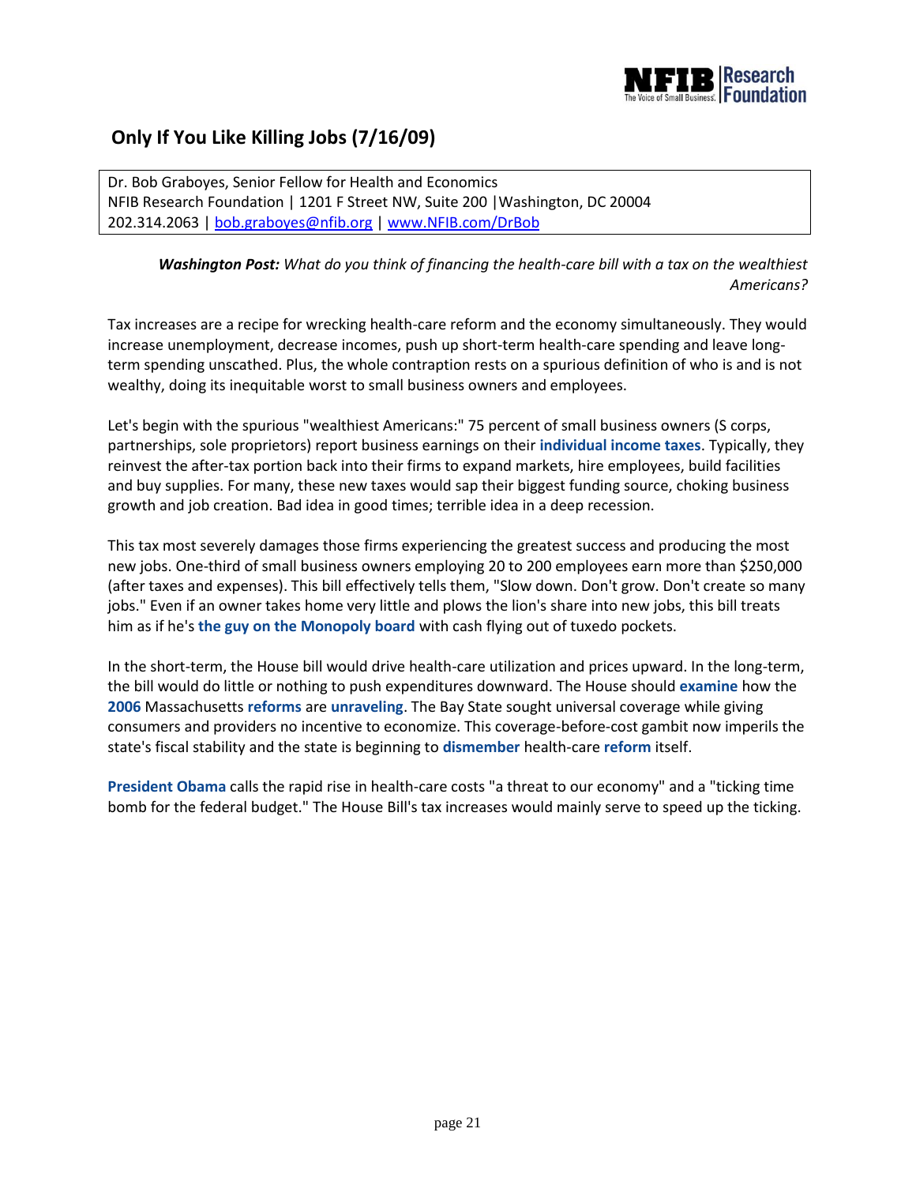## Only If You Like Killing Jobs (7/16/09)

Dr. Bob Graboyes, Senior Fellow for Health and Economics
NFIB Research Foundation | 1201 F Street NW, Suite 200 |Washington, DC 20004
202.314.2063 | bob.graboyes@nfib.org | www.NFIB.com/DrBob

***Washington Post:*** *What do you think of financing the health-care bill with a tax on the wealthiest Americans?*

Tax increases are a recipe for wrecking health-care reform and the economy simultaneously. They would increase unemployment, decrease incomes, push up short-term health-care spending and leave long-term spending unscathed. Plus, the whole contraption rests on a spurious definition of who is and is not wealthy, doing its inequitable worst to small business owners and employees.

Let's begin with the spurious "wealthiest Americans:" 75 percent of small business owners (S corps, partnerships, sole proprietors) report business earnings on their **individual income taxes**. Typically, they reinvest the after-tax portion back into their firms to expand markets, hire employees, build facilities and buy supplies. For many, these new taxes would sap their biggest funding source, choking business growth and job creation. Bad idea in good times; terrible idea in a deep recession.

This tax most severely damages those firms experiencing the greatest success and producing the most new jobs. One-third of small business owners employing 20 to 200 employees earn more than $250,000 (after taxes and expenses). This bill effectively tells them, "Slow down. Don't grow. Don't create so many jobs." Even if an owner takes home very little and plows the lion's share into new jobs, this bill treats him as if he's **the guy on the Monopoly board** with cash flying out of tuxedo pockets.

In the short-term, the House bill would drive health-care utilization and prices upward. In the long-term, the bill would do little or nothing to push expenditures downward. The House should **examine** how the **2006** Massachusetts **reforms** are **unraveling**. The Bay State sought universal coverage while giving consumers and providers no incentive to economize. This coverage-before-cost gambit now imperils the state's fiscal stability and the state is beginning to **dismember** health-care **reform** itself.

**President Obama** calls the rapid rise in health-care costs "a threat to our economy" and a "ticking time bomb for the federal budget." The House Bill's tax increases would mainly serve to speed up the ticking.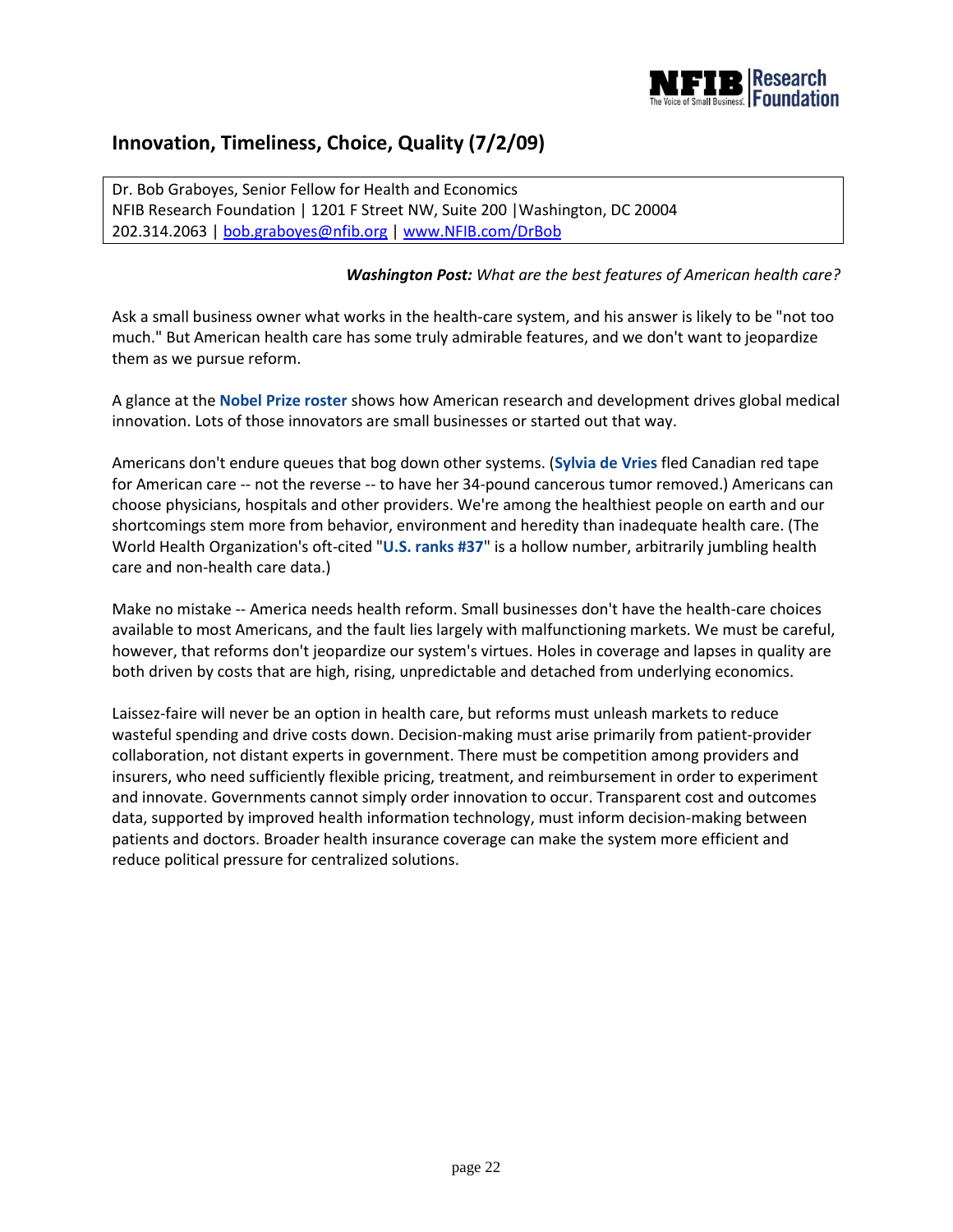## Innovation, Timeliness, Choice, Quality (7/2/09)

Dr. Bob Graboyes, Senior Fellow for Health and Economics
NFIB Research Foundation | 1201 F Street NW, Suite 200 |Washington, DC 20004
202.314.2063 | bob.graboyes@nfib.org | www.NFIB.com/DrBob

***Washington Post:*** *What are the best features of American health care?*

Ask a small business owner what works in the health-care system, and his answer is likely to be "not too much." But American health care has some truly admirable features, and we don't want to jeopardize them as we pursue reform.

A glance at the **Nobel Prize roster** shows how American research and development drives global medical innovation. Lots of those innovators are small businesses or started out that way.

Americans don't endure queues that bog down other systems. (**Sylvia de Vries** fled Canadian red tape for American care -- not the reverse -- to have her 34-pound cancerous tumor removed.) Americans can choose physicians, hospitals and other providers. We're among the healthiest people on earth and our shortcomings stem more from behavior, environment and heredity than inadequate health care. (The World Health Organization's oft-cited "**U.S. ranks #37**" is a hollow number, arbitrarily jumbling health care and non-health care data.)

Make no mistake -- America needs health reform. Small businesses don't have the health-care choices available to most Americans, and the fault lies largely with malfunctioning markets. We must be careful, however, that reforms don't jeopardize our system's virtues. Holes in coverage and lapses in quality are both driven by costs that are high, rising, unpredictable and detached from underlying economics.

Laissez-faire will never be an option in health care, but reforms must unleash markets to reduce wasteful spending and drive costs down. Decision-making must arise primarily from patient-provider collaboration, not distant experts in government. There must be competition among providers and insurers, who need sufficiently flexible pricing, treatment, and reimbursement in order to experiment and innovate. Governments cannot simply order innovation to occur. Transparent cost and outcomes data, supported by improved health information technology, must inform decision-making between patients and doctors. Broader health insurance coverage can make the system more efficient and reduce political pressure for centralized solutions.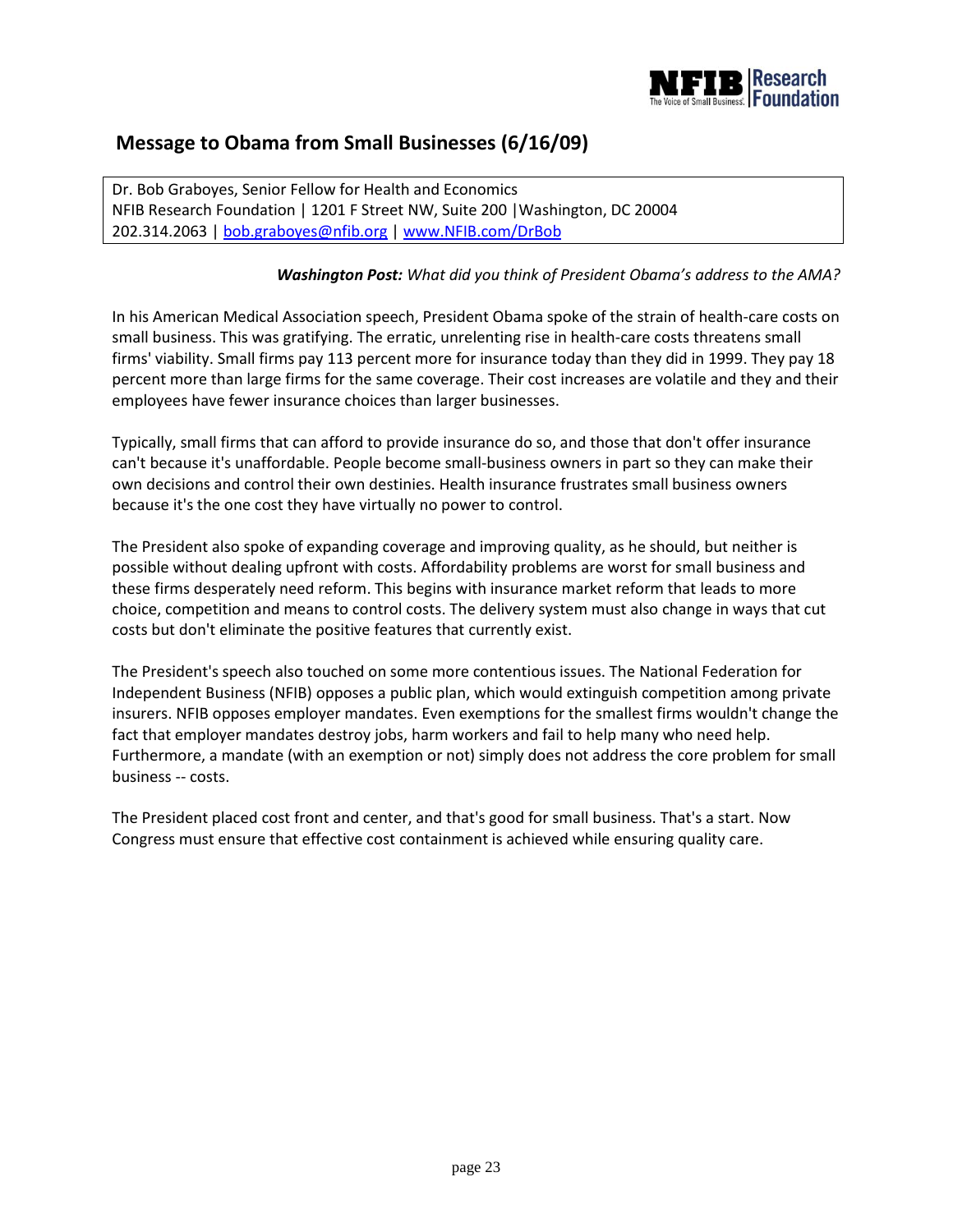## Message to Obama from Small Businesses (6/16/09)

Dr. Bob Graboyes, Senior Fellow for Health and Economics
NFIB Research Foundation | 1201 F Street NW, Suite 200 |Washington, DC 20004
202.314.2063 | [bob.graboyes@nfib.org](mailto:bob.graboyes@nfib.org) | [www.NFIB.com/DrBob](http://www.NFIB.com/DrBob)

***Washington Post:*** *What did you think of President Obama's address to the AMA?*

In his American Medical Association speech, President Obama spoke of the strain of health-care costs on small business. This was gratifying. The erratic, unrelenting rise in health-care costs threatens small firms' viability. Small firms pay 113 percent more for insurance today than they did in 1999. They pay 18 percent more than large firms for the same coverage. Their cost increases are volatile and they and their employees have fewer insurance choices than larger businesses.

Typically, small firms that can afford to provide insurance do so, and those that don't offer insurance can't because it's unaffordable. People become small-business owners in part so they can make their own decisions and control their own destinies. Health insurance frustrates small business owners because it's the one cost they have virtually no power to control.

The President also spoke of expanding coverage and improving quality, as he should, but neither is possible without dealing upfront with costs. Affordability problems are worst for small business and these firms desperately need reform. This begins with insurance market reform that leads to more choice, competition and means to control costs. The delivery system must also change in ways that cut costs but don't eliminate the positive features that currently exist.

The President's speech also touched on some more contentious issues. The National Federation for Independent Business (NFIB) opposes a public plan, which would extinguish competition among private insurers. NFIB opposes employer mandates. Even exemptions for the smallest firms wouldn't change the fact that employer mandates destroy jobs, harm workers and fail to help many who need help. Furthermore, a mandate (with an exemption or not) simply does not address the core problem for small business -- costs.

The President placed cost front and center, and that's good for small business. That's a start. Now Congress must ensure that effective cost containment is achieved while ensuring quality care.